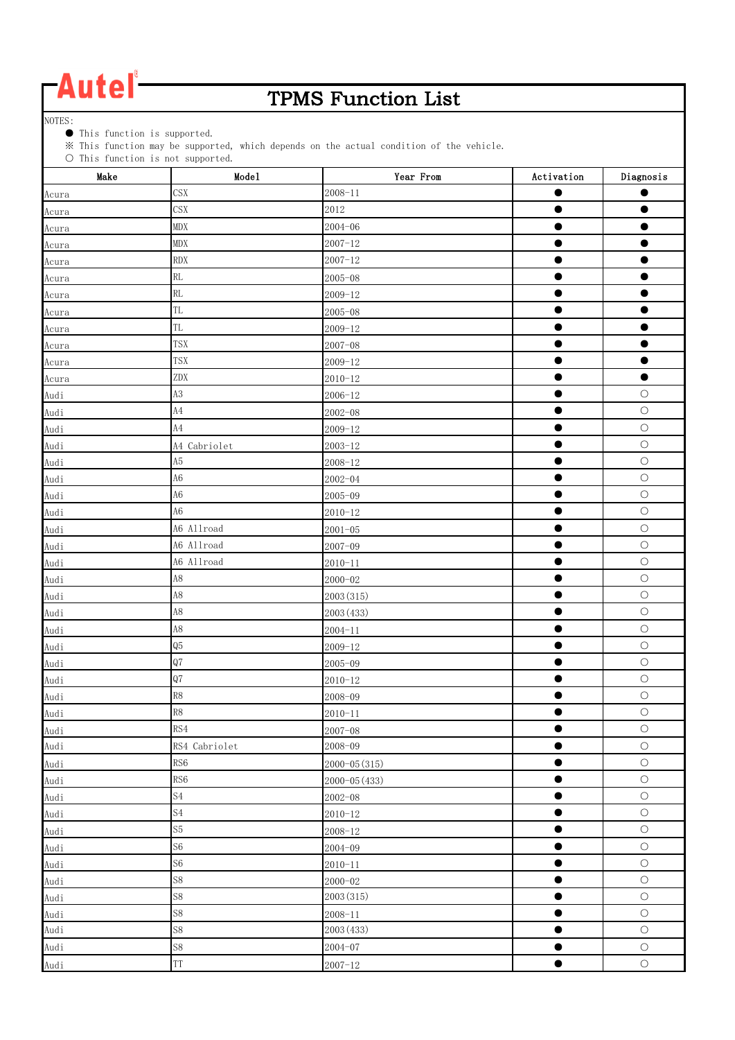Autel

# TPMS Function List

NOTES:

- ● This function is supported.
- ※ This function may be supported, which depends on the actual condition of the vehicle.
- ○ This function is not supported.

| Make | Model | Year From | Activation | Diagnosis |
|---|---|---|---|---|
| Acura | CSX | 2008-11 | ● | ● |
| Acura | CSX | 2012 | ● | ● |
| Acura | MDX | 2004-06 | ● | ● |
| Acura | MDX | 2007-12 | ● | ● |
| Acura | RDX | 2007-12 | ● | ● |
| Acura | RL | 2005-08 | ● | ● |
| Acura | RL | 2009-12 | ● | ● |
| Acura | TL | 2005-08 | ● | ● |
| Acura | TL | 2009-12 | ● | ● |
| Acura | TSX | 2007-08 | ● | ● |
| Acura | TSX | 2009-12 | ● | ● |
| Acura | ZDX | 2010-12 | ● | ● |
| Audi | A3 | 2006-12 | ● | ○ |
| Audi | A4 | 2002-08 | ● | ○ |
| Audi | A4 | 2009-12 | ● | ○ |
| Audi | A4 Cabriolet | 2003-12 | ● | ○ |
| Audi | A5 | 2008-12 | ● | ○ |
| Audi | A6 | 2002-04 | ● | ○ |
| Audi | A6 | 2005-09 | ● | ○ |
| Audi | A6 | 2010-12 | ● | ○ |
| Audi | A6 Allroad | 2001-05 | ● | ○ |
| Audi | A6 Allroad | 2007-09 | ● | ○ |
| Audi | A6 Allroad | 2010-11 | ● | ○ |
| Audi | A8 | 2000-02 | ● | ○ |
| Audi | A8 | 2003(315) | ● | ○ |
| Audi | A8 | 2003(433) | ● | ○ |
| Audi | A8 | 2004-11 | ● | ○ |
| Audi | Q5 | 2009-12 | ● | ○ |
| Audi | Q7 | 2005-09 | ● | ○ |
| Audi | Q7 | 2010-12 | ● | ○ |
| Audi | R8 | 2008-09 | ● | ○ |
| Audi | R8 | 2010-11 | ● | ○ |
| Audi | RS4 | 2007-08 | ● | ○ |
| Audi | RS4 Cabriolet | 2008-09 | ● | ○ |
| Audi | RS6 | 2000-05(315) | ● | ○ |
| Audi | RS6 | 2000-05(433) | ● | ○ |
| Audi | S4 | 2002-08 | ● | ○ |
| Audi | S4 | 2010-12 | ● | ○ |
| Audi | S5 | 2008-12 | ● | ○ |
| Audi | S6 | 2004-09 | ● | ○ |
| Audi | S6 | 2010-11 | ● | ○ |
| Audi | S8 | 2000-02 | ● | ○ |
| Audi | S8 | 2003(315) | ● | ○ |
| Audi | S8 | 2008-11 | ● | ○ |
| Audi | S8 | 2003(433) | ● | ○ |
| Audi | S8 | 2004-07 | ● | ○ |
| Audi | TT | 2007-12 | ● | ○ |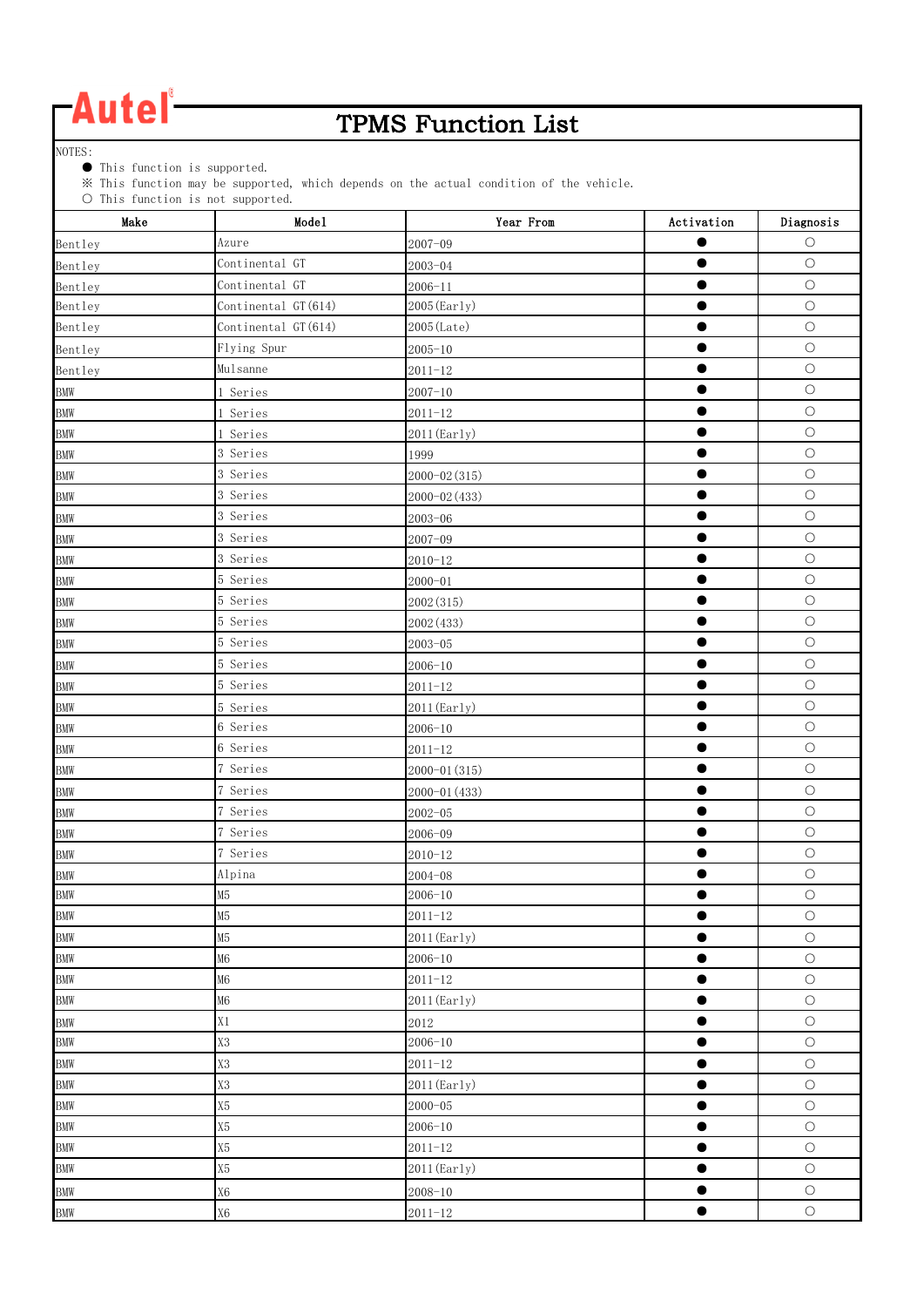Autel®

# TPMS Function List

NOTES:

● This function is supported.

※ This function may be supported, which depends on the actual condition of the vehicle.

○ This function is not supported.

| Make | Model | Year From | Activation | Diagnosis |
|---|---|---|---|---|
| Bentley | Azure | 2007-09 | ● | ○ |
| Bentley | Continental GT | 2003-04 | ● | ○ |
| Bentley | Continental GT | 2006-11 | ● | ○ |
| Bentley | Continental GT(614) | 2005(Early) | ● | ○ |
| Bentley | Continental GT(614) | 2005(Late) | ● | ○ |
| Bentley | Flying Spur | 2005-10 | ● | ○ |
| Bentley | Mulsanne | 2011-12 | ● | ○ |
| BMW | 1 Series | 2007-10 | ● | ○ |
| BMW | 1 Series | 2011-12 | ● | ○ |
| BMW | 1 Series | 2011(Early) | ● | ○ |
| BMW | 3 Series | 1999 | ● | ○ |
| BMW | 3 Series | 2000-02(315) | ● | ○ |
| BMW | 3 Series | 2000-02(433) | ● | ○ |
| BMW | 3 Series | 2003-06 | ● | ○ |
| BMW | 3 Series | 2007-09 | ● | ○ |
| BMW | 3 Series | 2010-12 | ● | ○ |
| BMW | 5 Series | 2000-01 | ● | ○ |
| BMW | 5 Series | 2002(315) | ● | ○ |
| BMW | 5 Series | 2002(433) | ● | ○ |
| BMW | 5 Series | 2003-05 | ● | ○ |
| BMW | 5 Series | 2006-10 | ● | ○ |
| BMW | 5 Series | 2011-12 | ● | ○ |
| BMW | 5 Series | 2011(Early) | ● | ○ |
| BMW | 6 Series | 2006-10 | ● | ○ |
| BMW | 6 Series | 2011-12 | ● | ○ |
| BMW | 7 Series | 2000-01(315) | ● | ○ |
| BMW | 7 Series | 2000-01(433) | ● | ○ |
| BMW | 7 Series | 2002-05 | ● | ○ |
| BMW | 7 Series | 2006-09 | ● | ○ |
| BMW | 7 Series | 2010-12 | ● | ○ |
| BMW | Alpina | 2004-08 | ● | ○ |
| BMW | M5 | 2006-10 | ● | ○ |
| BMW | M5 | 2011-12 | ● | ○ |
| BMW | M5 | 2011(Early) | ● | ○ |
| BMW | M6 | 2006-10 | ● | ○ |
| BMW | M6 | 2011-12 | ● | ○ |
| BMW | M6 | 2011(Early) | ● | ○ |
| BMW | X1 | 2012 | ● | ○ |
| BMW | X3 | 2006-10 | ● | ○ |
| BMW | X3 | 2011-12 | ● | ○ |
| BMW | X3 | 2011(Early) | ● | ○ |
| BMW | X5 | 2000-05 | ● | ○ |
| BMW | X5 | 2006-10 | ● | ○ |
| BMW | X5 | 2011-12 | ● | ○ |
| BMW | X5 | 2011(Early) | ● | ○ |
| BMW | X6 | 2008-10 | ● | ○ |
| BMW | X6 | 2011-12 | ● | ○ |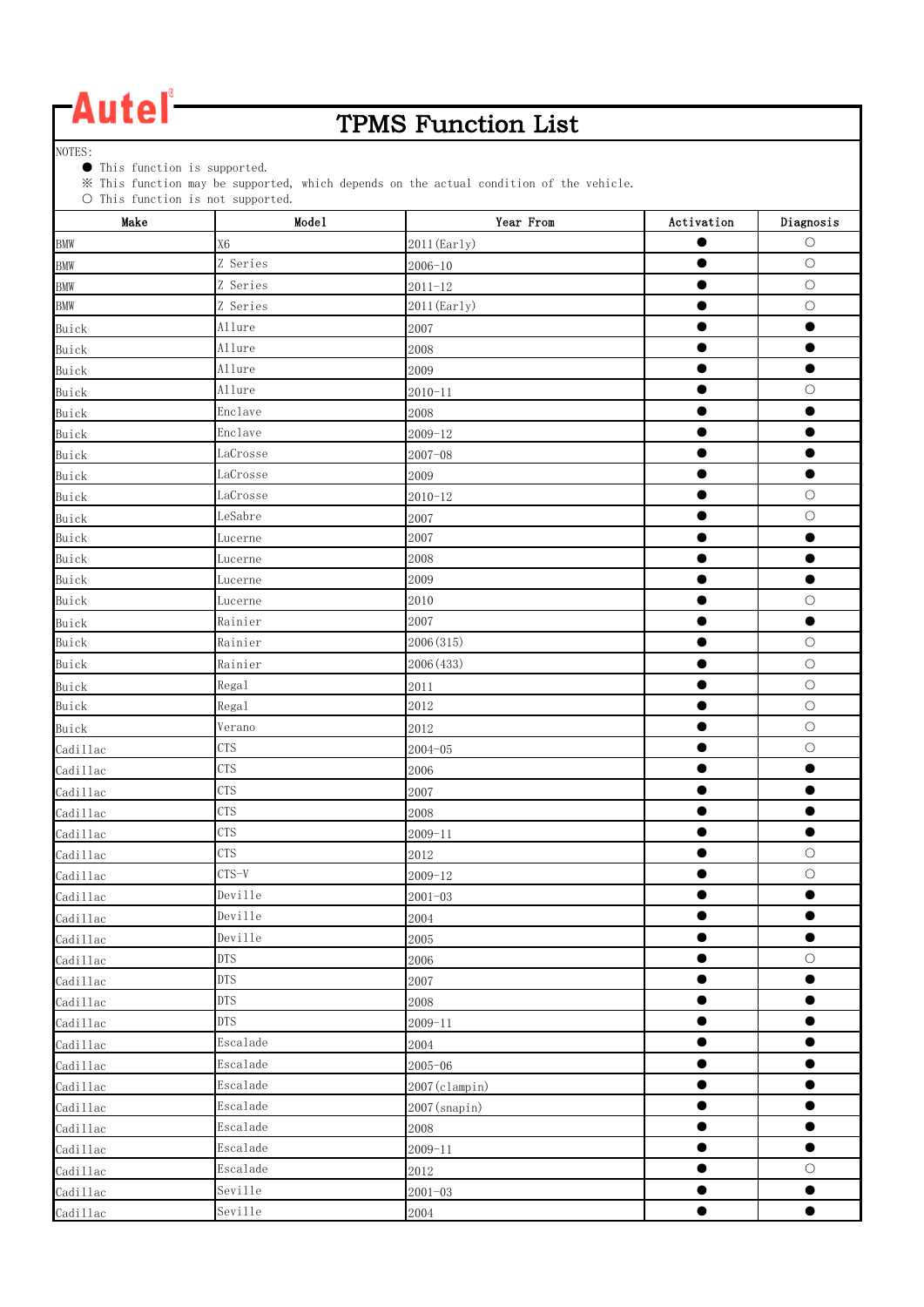**Autel**

# TPMS Function List

NOTES:

- ● This function is supported.
- ※ This function may be supported, which depends on the actual condition of the vehicle.
- ○ This function is not supported.

| Make | Model | Year From | Activation | Diagnosis |
|---|---|---|---|---|
| BMW | X6 | 2011(Early) | ● | ○ |
| BMW | Z Series | 2006-10 | ● | ○ |
| BMW | Z Series | 2011-12 | ● | ○ |
| BMW | Z Series | 2011(Early) | ● | ○ |
| Buick | Allure | 2007 | ● | ● |
| Buick | Allure | 2008 | ● | ● |
| Buick | Allure | 2009 | ● | ● |
| Buick | Allure | 2010-11 | ● | ○ |
| Buick | Enclave | 2008 | ● | ● |
| Buick | Enclave | 2009-12 | ● | ● |
| Buick | LaCrosse | 2007-08 | ● | ● |
| Buick | LaCrosse | 2009 | ● | ● |
| Buick | LaCrosse | 2010-12 | ● | ○ |
| Buick | LeSabre | 2007 | ● | ○ |
| Buick | Lucerne | 2007 | ● | ● |
| Buick | Lucerne | 2008 | ● | ● |
| Buick | Lucerne | 2009 | ● | ● |
| Buick | Lucerne | 2010 | ● | ○ |
| Buick | Rainier | 2007 | ● | ● |
| Buick | Rainier | 2006(315) | ● | ○ |
| Buick | Rainier | 2006(433) | ● | ○ |
| Buick | Regal | 2011 | ● | ○ |
| Buick | Regal | 2012 | ● | ○ |
| Buick | Verano | 2012 | ● | ○ |
| Cadillac | CTS | 2004-05 | ● | ○ |
| Cadillac | CTS | 2006 | ● | ● |
| Cadillac | CTS | 2007 | ● | ● |
| Cadillac | CTS | 2008 | ● | ● |
| Cadillac | CTS | 2009-11 | ● | ● |
| Cadillac | CTS | 2012 | ● | ○ |
| Cadillac | CTS-V | 2009-12 | ● | ○ |
| Cadillac | Deville | 2001-03 | ● | ● |
| Cadillac | Deville | 2004 | ● | ● |
| Cadillac | Deville | 2005 | ● | ● |
| Cadillac | DTS | 2006 | ● | ○ |
| Cadillac | DTS | 2007 | ● | ● |
| Cadillac | DTS | 2008 | ● | ● |
| Cadillac | DTS | 2009-11 | ● | ● |
| Cadillac | Escalade | 2004 | ● | ● |
| Cadillac | Escalade | 2005-06 | ● | ● |
| Cadillac | Escalade | 2007(clampin) | ● | ● |
| Cadillac | Escalade | 2007(snapin) | ● | ● |
| Cadillac | Escalade | 2008 | ● | ● |
| Cadillac | Escalade | 2009-11 | ● | ● |
| Cadillac | Escalade | 2012 | ● | ○ |
| Cadillac | Seville | 2001-03 | ● | ● |
| Cadillac | Seville | 2004 | ● | ● |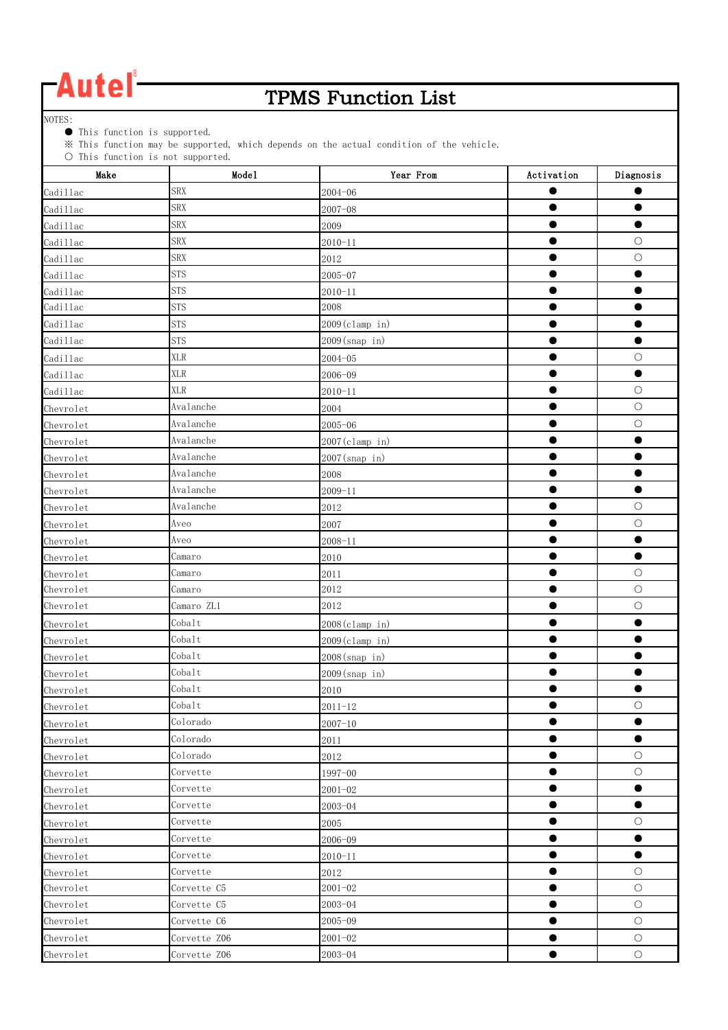# TPMS Function List

NOTES:
- ● This function is supported.
- ※ This function may be supported, which depends on the actual condition of the vehicle.
- ○ This function is not supported.

| Make | Model | Year From | Activation | Diagnosis |
|---|---|---|---|---|
| Cadillac | SRX | 2004-06 | ● | ● |
| Cadillac | SRX | 2007-08 | ● | ● |
| Cadillac | SRX | 2009 | ● | ● |
| Cadillac | SRX | 2010-11 | ● | ○ |
| Cadillac | SRX | 2012 | ● | ○ |
| Cadillac | STS | 2005-07 | ● | ● |
| Cadillac | STS | 2010-11 | ● | ● |
| Cadillac | STS | 2008 | ● | ● |
| Cadillac | STS | 2009(clamp in) | ● | ● |
| Cadillac | STS | 2009(snap in) | ● | ● |
| Cadillac | XLR | 2004-05 | ● | ○ |
| Cadillac | XLR | 2006-09 | ● | ● |
| Cadillac | XLR | 2010-11 | ● | ○ |
| Chevrolet | Avalanche | 2004 | ● | ○ |
| Chevrolet | Avalanche | 2005-06 | ● | ○ |
| Chevrolet | Avalanche | 2007(clamp in) | ● | ● |
| Chevrolet | Avalanche | 2007(snap in) | ● | ● |
| Chevrolet | Avalanche | 2008 | ● | ● |
| Chevrolet | Avalanche | 2009-11 | ● | ● |
| Chevrolet | Avalanche | 2012 | ● | ○ |
| Chevrolet | Aveo | 2007 | ● | ○ |
| Chevrolet | Aveo | 2008-11 | ● | ● |
| Chevrolet | Camaro | 2010 | ● | ● |
| Chevrolet | Camaro | 2011 | ● | ○ |
| Chevrolet | Camaro | 2012 | ● | ○ |
| Chevrolet | Camaro ZL1 | 2012 | ● | ○ |
| Chevrolet | Cobalt | 2008(clamp in) | ● | ● |
| Chevrolet | Cobalt | 2009(clamp in) | ● | ● |
| Chevrolet | Cobalt | 2008(snap in) | ● | ● |
| Chevrolet | Cobalt | 2009(snap in) | ● | ● |
| Chevrolet | Cobalt | 2010 | ● | ● |
| Chevrolet | Cobalt | 2011-12 | ● | ○ |
| Chevrolet | Colorado | 2007-10 | ● | ● |
| Chevrolet | Colorado | 2011 | ● | ● |
| Chevrolet | Colorado | 2012 | ● | ○ |
| Chevrolet | Corvette | 1997-00 | ● | ○ |
| Chevrolet | Corvette | 2001-02 | ● | ● |
| Chevrolet | Corvette | 2003-04 | ● | ● |
| Chevrolet | Corvette | 2005 | ● | ○ |
| Chevrolet | Corvette | 2006-09 | ● | ● |
| Chevrolet | Corvette | 2010-11 | ● | ● |
| Chevrolet | Corvette | 2012 | ● | ○ |
| Chevrolet | Corvette C5 | 2001-02 | ● | ○ |
| Chevrolet | Corvette C5 | 2003-04 | ● | ○ |
| Chevrolet | Corvette C6 | 2005-09 | ● | ○ |
| Chevrolet | Corvette Z06 | 2001-02 | ● | ○ |
| Chevrolet | Corvette Z06 | 2003-04 | ● | ○ |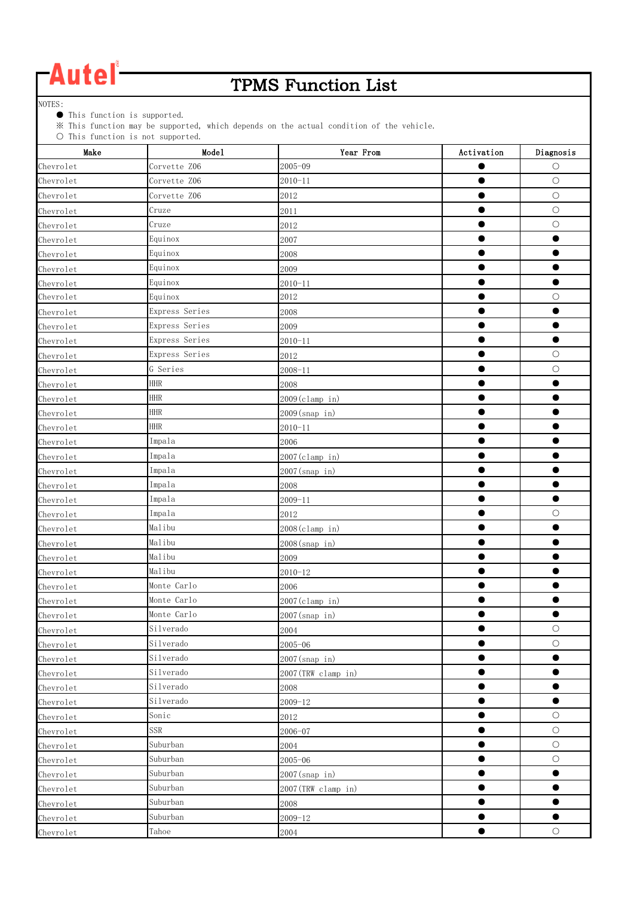# Autel TPMS Function List

NOTES:
- ● This function is supported.
- ※ This function may be supported, which depends on the actual condition of the vehicle.
- ○ This function is not supported.

| Make | Model | Year From | Activation | Diagnosis |
|---|---|---|---|---|
| Chevrolet | Corvette Z06 | 2005-09 | ● | ○ |
| Chevrolet | Corvette Z06 | 2010-11 | ● | ○ |
| Chevrolet | Corvette Z06 | 2012 | ● | ○ |
| Chevrolet | Cruze | 2011 | ● | ○ |
| Chevrolet | Cruze | 2012 | ● | ○ |
| Chevrolet | Equinox | 2007 | ● | ● |
| Chevrolet | Equinox | 2008 | ● | ● |
| Chevrolet | Equinox | 2009 | ● | ● |
| Chevrolet | Equinox | 2010-11 | ● | ● |
| Chevrolet | Equinox | 2012 | ● | ○ |
| Chevrolet | Express Series | 2008 | ● | ● |
| Chevrolet | Express Series | 2009 | ● | ● |
| Chevrolet | Express Series | 2010-11 | ● | ● |
| Chevrolet | Express Series | 2012 | ● | ○ |
| Chevrolet | G Series | 2008-11 | ● | ○ |
| Chevrolet | HHR | 2008 | ● | ● |
| Chevrolet | HHR | 2009(clamp in) | ● | ● |
| Chevrolet | HHR | 2009(snap in) | ● | ● |
| Chevrolet | HHR | 2010-11 | ● | ● |
| Chevrolet | Impala | 2006 | ● | ● |
| Chevrolet | Impala | 2007(clamp in) | ● | ● |
| Chevrolet | Impala | 2007(snap in) | ● | ● |
| Chevrolet | Impala | 2008 | ● | ● |
| Chevrolet | Impala | 2009-11 | ● | ● |
| Chevrolet | Impala | 2012 | ● | ○ |
| Chevrolet | Malibu | 2008(clamp in) | ● | ● |
| Chevrolet | Malibu | 2008(snap in) | ● | ● |
| Chevrolet | Malibu | 2009 | ● | ● |
| Chevrolet | Malibu | 2010-12 | ● | ● |
| Chevrolet | Monte Carlo | 2006 | ● | ● |
| Chevrolet | Monte Carlo | 2007(clamp in) | ● | ● |
| Chevrolet | Monte Carlo | 2007(snap in) | ● | ● |
| Chevrolet | Silverado | 2004 | ● | ○ |
| Chevrolet | Silverado | 2005-06 | ● | ○ |
| Chevrolet | Silverado | 2007(snap in) | ● | ● |
| Chevrolet | Silverado | 2007(TRW clamp in) | ● | ● |
| Chevrolet | Silverado | 2008 | ● | ● |
| Chevrolet | Silverado | 2009-12 | ● | ● |
| Chevrolet | Sonic | 2012 | ● | ○ |
| Chevrolet | SSR | 2006-07 | ● | ○ |
| Chevrolet | Suburban | 2004 | ● | ○ |
| Chevrolet | Suburban | 2005-06 | ● | ○ |
| Chevrolet | Suburban | 2007(snap in) | ● | ● |
| Chevrolet | Suburban | 2007(TRW clamp in) | ● | ● |
| Chevrolet | Suburban | 2008 | ● | ● |
| Chevrolet | Suburban | 2009-12 | ● | ● |
| Chevrolet | Tahoe | 2004 | ● | ○ |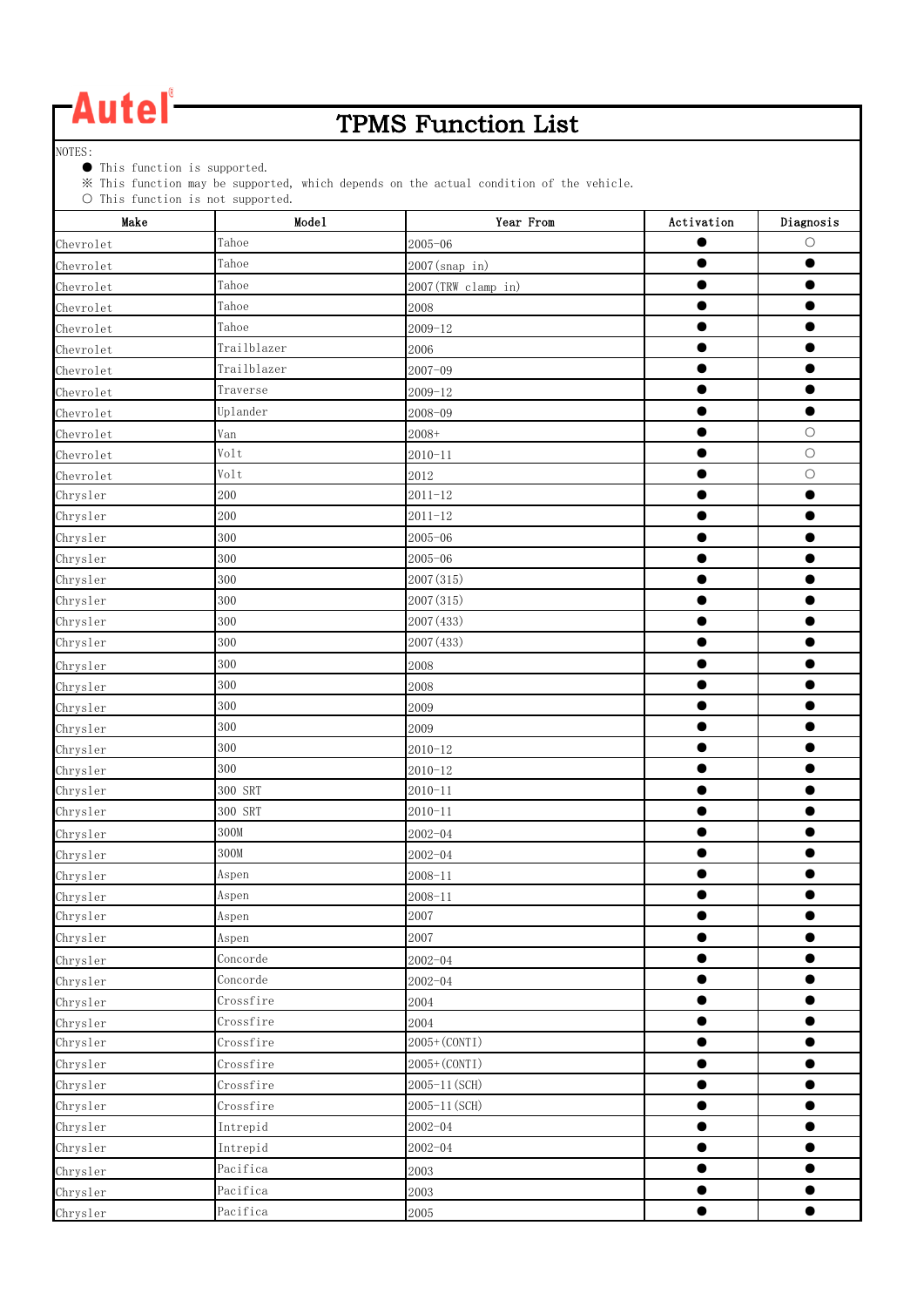# TPMS Function List

NOTES:

● This function is supported.

※ This function may be supported, which depends on the actual condition of the vehicle.

○ This function is not supported.

| Make | Model | Year From | Activation | Diagnosis |
|---|---|---|---|---|
| Chevrolet | Tahoe | 2005-06 | ● | ○ |
| Chevrolet | Tahoe | 2007(snap in) | ● | ● |
| Chevrolet | Tahoe | 2007(TRW clamp in) | ● | ● |
| Chevrolet | Tahoe | 2008 | ● | ● |
| Chevrolet | Tahoe | 2009-12 | ● | ● |
| Chevrolet | Trailblazer | 2006 | ● | ● |
| Chevrolet | Trailblazer | 2007-09 | ● | ● |
| Chevrolet | Traverse | 2009-12 | ● | ● |
| Chevrolet | Uplander | 2008-09 | ● | ● |
| Chevrolet | Van | 2008+ | ● | ○ |
| Chevrolet | Volt | 2010-11 | ● | ○ |
| Chevrolet | Volt | 2012 | ● | ○ |
| Chrysler | 200 | 2011-12 | ● | ● |
| Chrysler | 200 | 2011-12 | ● | ● |
| Chrysler | 300 | 2005-06 | ● | ● |
| Chrysler | 300 | 2005-06 | ● | ● |
| Chrysler | 300 | 2007(315) | ● | ● |
| Chrysler | 300 | 2007(315) | ● | ● |
| Chrysler | 300 | 2007(433) | ● | ● |
| Chrysler | 300 | 2007(433) | ● | ● |
| Chrysler | 300 | 2008 | ● | ● |
| Chrysler | 300 | 2008 | ● | ● |
| Chrysler | 300 | 2009 | ● | ● |
| Chrysler | 300 | 2009 | ● | ● |
| Chrysler | 300 | 2010-12 | ● | ● |
| Chrysler | 300 | 2010-12 | ● | ● |
| Chrysler | 300 SRT | 2010-11 | ● | ● |
| Chrysler | 300 SRT | 2010-11 | ● | ● |
| Chrysler | 300M | 2002-04 | ● | ● |
| Chrysler | 300M | 2002-04 | ● | ● |
| Chrysler | Aspen | 2008-11 | ● | ● |
| Chrysler | Aspen | 2008-11 | ● | ● |
| Chrysler | Aspen | 2007 | ● | ● |
| Chrysler | Aspen | 2007 | ● | ● |
| Chrysler | Concorde | 2002-04 | ● | ● |
| Chrysler | Concorde | 2002-04 | ● | ● |
| Chrysler | Crossfire | 2004 | ● | ● |
| Chrysler | Crossfire | 2004 | ● | ● |
| Chrysler | Crossfire | 2005+(CONTI) | ● | ● |
| Chrysler | Crossfire | 2005+(CONTI) | ● | ● |
| Chrysler | Crossfire | 2005-11(SCH) | ● | ● |
| Chrysler | Crossfire | 2005-11(SCH) | ● | ● |
| Chrysler | Intrepid | 2002-04 | ● | ● |
| Chrysler | Intrepid | 2002-04 | ● | ● |
| Chrysler | Pacifica | 2003 | ● | ● |
| Chrysler | Pacifica | 2003 | ● | ● |
| Chrysler | Pacifica | 2005 | ● | ● |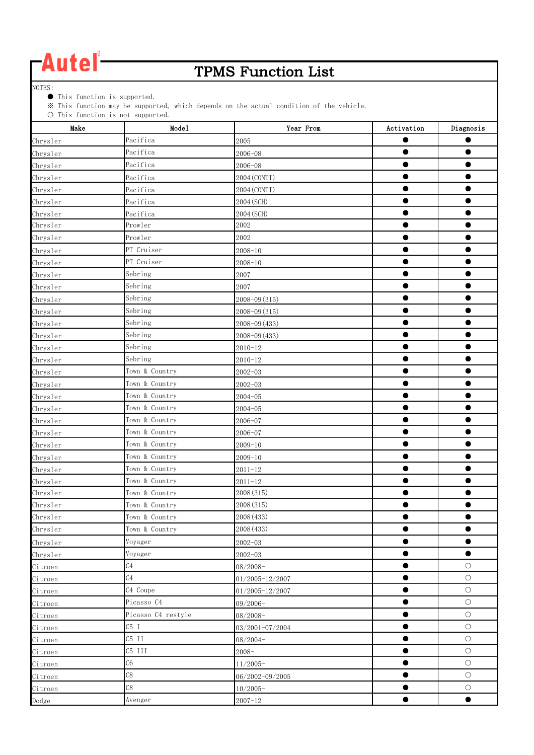# Autel TPMS Function List

NOTES:
- ● This function is supported.
- ※ This function may be supported, which depends on the actual condition of the vehicle.
- ○ This function is not supported.

| Make | Model | Year From | Activation | Diagnosis |
|---|---|---|---|---|
| Chrysler | Pacifica | 2005 | ● | ● |
| Chrysler | Pacifica | 2006-08 | ● | ● |
| Chrysler | Pacifica | 2006-08 | ● | ● |
| Chrysler | Pacifica | 2004(CONTI) | ● | ● |
| Chrysler | Pacifica | 2004(CONTI) | ● | ● |
| Chrysler | Pacifica | 2004(SCH) | ● | ● |
| Chrysler | Pacifica | 2004(SCH) | ● | ● |
| Chrysler | Prowler | 2002 | ● | ● |
| Chrysler | Prowler | 2002 | ● | ● |
| Chrysler | PT Cruiser | 2008-10 | ● | ● |
| Chrysler | PT Cruiser | 2008-10 | ● | ● |
| Chrysler | Sebring | 2007 | ● | ● |
| Chrysler | Sebring | 2007 | ● | ● |
| Chrysler | Sebring | 2008-09(315) | ● | ● |
| Chrysler | Sebring | 2008-09(315) | ● | ● |
| Chrysler | Sebring | 2008-09(433) | ● | ● |
| Chrysler | Sebring | 2008-09(433) | ● | ● |
| Chrysler | Sebring | 2010-12 | ● | ● |
| Chrysler | Sebring | 2010-12 | ● | ● |
| Chrysler | Town & Country | 2002-03 | ● | ● |
| Chrysler | Town & Country | 2002-03 | ● | ● |
| Chrysler | Town & Country | 2004-05 | ● | ● |
| Chrysler | Town & Country | 2004-05 | ● | ● |
| Chrysler | Town & Country | 2006-07 | ● | ● |
| Chrysler | Town & Country | 2006-07 | ● | ● |
| Chrysler | Town & Country | 2009-10 | ● | ● |
| Chrysler | Town & Country | 2009-10 | ● | ● |
| Chrysler | Town & Country | 2011-12 | ● | ● |
| Chrysler | Town & Country | 2011-12 | ● | ● |
| Chrysler | Town & Country | 2008(315) | ● | ● |
| Chrysler | Town & Country | 2008(315) | ● | ● |
| Chrysler | Town & Country | 2008(433) | ● | ● |
| Chrysler | Town & Country | 2008(433) | ● | ● |
| Chrysler | Voyager | 2002-03 | ● | ● |
| Chrysler | Voyager | 2002-03 | ● | ● |
| Citroen | C4 | 08/2008- | ● | ○ |
| Citroen | C4 | 01/2005-12/2007 | ● | ○ |
| Citroen | C4 Coupe | 01/2005-12/2007 | ● | ○ |
| Citroen | Picasso C4 | 09/2006- | ● | ○ |
| Citroen | Picasso C4 restyle | 08/2008- | ● | ○ |
| Citroen | C5 I | 03/2001-07/2004 | ● | ○ |
| Citroen | C5 II | 08/2004- | ● | ○ |
| Citroen | C5 III | 2008- | ● | ○ |
| Citroen | C6 | 11/2005- | ● | ○ |
| Citroen | C8 | 06/2002-09/2005 | ● | ○ |
| Citroen | C8 | 10/2005- | ● | ○ |
| Dodge | Avenger | 2007-12 | ● | ● |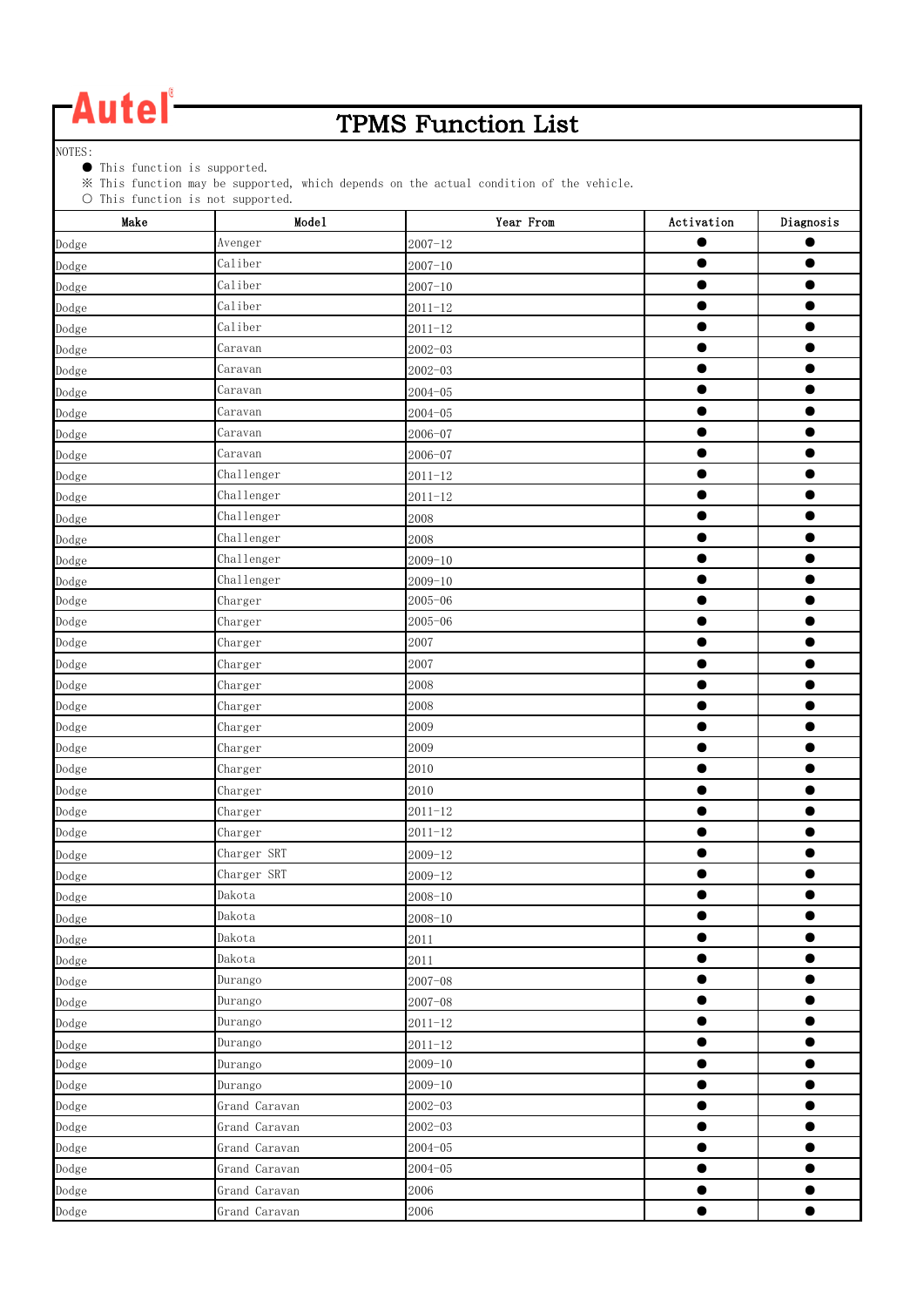Autel

# TPMS Function List

NOTES:

- ● This function is supported.
- ※ This function may be supported, which depends on the actual condition of the vehicle.
- ○ This function is not supported.

| Make | Model | Year From | Activation | Diagnosis |
|---|---|---|---|---|
| Dodge | Avenger | 2007-12 | ● | ● |
| Dodge | Caliber | 2007-10 | ● | ● |
| Dodge | Caliber | 2007-10 | ● | ● |
| Dodge | Caliber | 2011-12 | ● | ● |
| Dodge | Caliber | 2011-12 | ● | ● |
| Dodge | Caravan | 2002-03 | ● | ● |
| Dodge | Caravan | 2002-03 | ● | ● |
| Dodge | Caravan | 2004-05 | ● | ● |
| Dodge | Caravan | 2004-05 | ● | ● |
| Dodge | Caravan | 2006-07 | ● | ● |
| Dodge | Caravan | 2006-07 | ● | ● |
| Dodge | Challenger | 2011-12 | ● | ● |
| Dodge | Challenger | 2011-12 | ● | ● |
| Dodge | Challenger | 2008 | ● | ● |
| Dodge | Challenger | 2008 | ● | ● |
| Dodge | Challenger | 2009-10 | ● | ● |
| Dodge | Challenger | 2009-10 | ● | ● |
| Dodge | Charger | 2005-06 | ● | ● |
| Dodge | Charger | 2005-06 | ● | ● |
| Dodge | Charger | 2007 | ● | ● |
| Dodge | Charger | 2007 | ● | ● |
| Dodge | Charger | 2008 | ● | ● |
| Dodge | Charger | 2008 | ● | ● |
| Dodge | Charger | 2009 | ● | ● |
| Dodge | Charger | 2009 | ● | ● |
| Dodge | Charger | 2010 | ● | ● |
| Dodge | Charger | 2010 | ● | ● |
| Dodge | Charger | 2011-12 | ● | ● |
| Dodge | Charger | 2011-12 | ● | ● |
| Dodge | Charger SRT | 2009-12 | ● | ● |
| Dodge | Charger SRT | 2009-12 | ● | ● |
| Dodge | Dakota | 2008-10 | ● | ● |
| Dodge | Dakota | 2008-10 | ● | ● |
| Dodge | Dakota | 2011 | ● | ● |
| Dodge | Dakota | 2011 | ● | ● |
| Dodge | Durango | 2007-08 | ● | ● |
| Dodge | Durango | 2007-08 | ● | ● |
| Dodge | Durango | 2011-12 | ● | ● |
| Dodge | Durango | 2011-12 | ● | ● |
| Dodge | Durango | 2009-10 | ● | ● |
| Dodge | Durango | 2009-10 | ● | ● |
| Dodge | Grand Caravan | 2002-03 | ● | ● |
| Dodge | Grand Caravan | 2002-03 | ● | ● |
| Dodge | Grand Caravan | 2004-05 | ● | ● |
| Dodge | Grand Caravan | 2004-05 | ● | ● |
| Dodge | Grand Caravan | 2006 | ● | ● |
| Dodge | Grand Caravan | 2006 | ● | ● |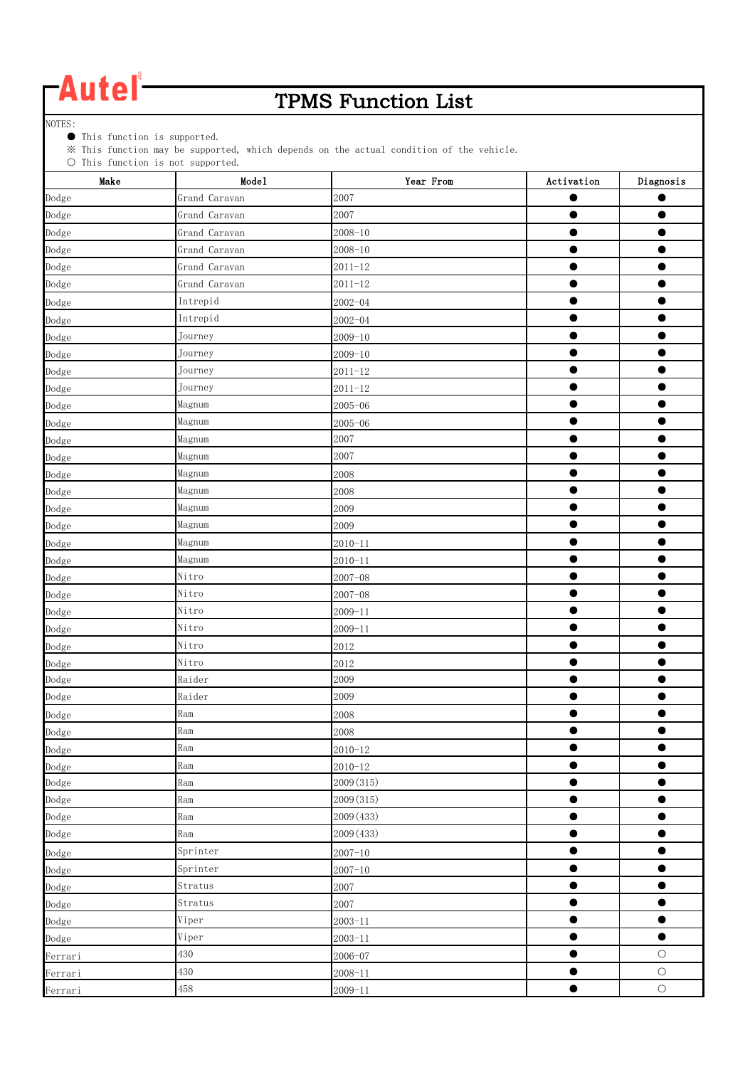Autel

# TPMS Function List

NOTES:
- ● This function is supported.
- ※ This function may be supported, which depends on the actual condition of the vehicle.
- ○ This function is not supported.

| Make | Model | Year From | Activation | Diagnosis |
|---|---|---|---|---|
| Dodge | Grand Caravan | 2007 | ● | ● |
| Dodge | Grand Caravan | 2007 | ● | ● |
| Dodge | Grand Caravan | 2008-10 | ● | ● |
| Dodge | Grand Caravan | 2008-10 | ● | ● |
| Dodge | Grand Caravan | 2011-12 | ● | ● |
| Dodge | Grand Caravan | 2011-12 | ● | ● |
| Dodge | Intrepid | 2002-04 | ● | ● |
| Dodge | Intrepid | 2002-04 | ● | ● |
| Dodge | Journey | 2009-10 | ● | ● |
| Dodge | Journey | 2009-10 | ● | ● |
| Dodge | Journey | 2011-12 | ● | ● |
| Dodge | Journey | 2011-12 | ● | ● |
| Dodge | Magnum | 2005-06 | ● | ● |
| Dodge | Magnum | 2005-06 | ● | ● |
| Dodge | Magnum | 2007 | ● | ● |
| Dodge | Magnum | 2007 | ● | ● |
| Dodge | Magnum | 2008 | ● | ● |
| Dodge | Magnum | 2008 | ● | ● |
| Dodge | Magnum | 2009 | ● | ● |
| Dodge | Magnum | 2009 | ● | ● |
| Dodge | Magnum | 2010-11 | ● | ● |
| Dodge | Magnum | 2010-11 | ● | ● |
| Dodge | Nitro | 2007-08 | ● | ● |
| Dodge | Nitro | 2007-08 | ● | ● |
| Dodge | Nitro | 2009-11 | ● | ● |
| Dodge | Nitro | 2009-11 | ● | ● |
| Dodge | Nitro | 2012 | ● | ● |
| Dodge | Nitro | 2012 | ● | ● |
| Dodge | Raider | 2009 | ● | ● |
| Dodge | Raider | 2009 | ● | ● |
| Dodge | Ram | 2008 | ● | ● |
| Dodge | Ram | 2008 | ● | ● |
| Dodge | Ram | 2010-12 | ● | ● |
| Dodge | Ram | 2010-12 | ● | ● |
| Dodge | Ram | 2009(315) | ● | ● |
| Dodge | Ram | 2009(315) | ● | ● |
| Dodge | Ram | 2009(433) | ● | ● |
| Dodge | Ram | 2009(433) | ● | ● |
| Dodge | Sprinter | 2007-10 | ● | ● |
| Dodge | Sprinter | 2007-10 | ● | ● |
| Dodge | Stratus | 2007 | ● | ● |
| Dodge | Stratus | 2007 | ● | ● |
| Dodge | Viper | 2003-11 | ● | ● |
| Dodge | Viper | 2003-11 | ● | ● |
| Ferrari | 430 | 2006-07 | ● | ○ |
| Ferrari | 430 | 2008-11 | ● | ○ |
| Ferrari | 458 | 2009-11 | ● | ○ |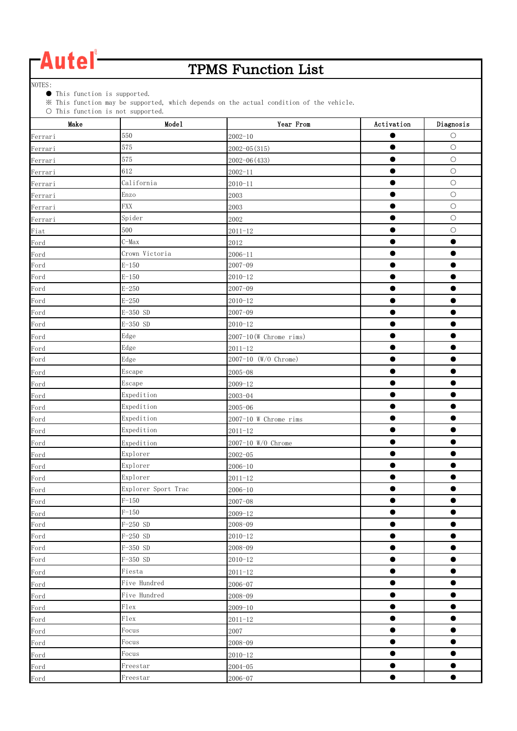Autel

# TPMS Function List

NOTES:
- ● This function is supported.
- ※ This function may be supported, which depends on the actual condition of the vehicle.
- ○ This function is not supported.

| Make | Model | Year From | Activation | Diagnosis |
|---|---|---|---|---|
| Ferrari | 550 | 2002-10 | ● | ○ |
| Ferrari | 575 | 2002-05(315) | ● | ○ |
| Ferrari | 575 | 2002-06(433) | ● | ○ |
| Ferrari | 612 | 2002-11 | ● | ○ |
| Ferrari | California | 2010-11 | ● | ○ |
| Ferrari | Enzo | 2003 | ● | ○ |
| Ferrari | FXX | 2003 | ● | ○ |
| Ferrari | Spider | 2002 | ● | ○ |
| Fiat | 500 | 2011-12 | ● | ○ |
| Ford | C-Max | 2012 | ● | ● |
| Ford | Crown Victoria | 2006-11 | ● | ● |
| Ford | E-150 | 2007-09 | ● | ● |
| Ford | E-150 | 2010-12 | ● | ● |
| Ford | E-250 | 2007-09 | ● | ● |
| Ford | E-250 | 2010-12 | ● | ● |
| Ford | E-350 SD | 2007-09 | ● | ● |
| Ford | E-350 SD | 2010-12 | ● | ● |
| Ford | Edge | 2007-10(W Chrome rims) | ● | ● |
| Ford | Edge | 2011-12 | ● | ● |
| Ford | Edge | 2007-10 (W/O Chrome) | ● | ● |
| Ford | Escape | 2005-08 | ● | ● |
| Ford | Escape | 2009-12 | ● | ● |
| Ford | Expedition | 2003-04 | ● | ● |
| Ford | Expedition | 2005-06 | ● | ● |
| Ford | Expedition | 2007-10 W Chrome rims | ● | ● |
| Ford | Expedition | 2011-12 | ● | ● |
| Ford | Expedition | 2007-10 W/O Chrome | ● | ● |
| Ford | Explorer | 2002-05 | ● | ● |
| Ford | Explorer | 2006-10 | ● | ● |
| Ford | Explorer | 2011-12 | ● | ● |
| Ford | Explorer Sport Trac | 2006-10 | ● | ● |
| Ford | F-150 | 2007-08 | ● | ● |
| Ford | F-150 | 2009-12 | ● | ● |
| Ford | F-250 SD | 2008-09 | ● | ● |
| Ford | F-250 SD | 2010-12 | ● | ● |
| Ford | F-350 SD | 2008-09 | ● | ● |
| Ford | F-350 SD | 2010-12 | ● | ● |
| Ford | Fiesta | 2011-12 | ● | ● |
| Ford | Five Hundred | 2006-07 | ● | ● |
| Ford | Five Hundred | 2008-09 | ● | ● |
| Ford | Flex | 2009-10 | ● | ● |
| Ford | Flex | 2011-12 | ● | ● |
| Ford | Focus | 2007 | ● | ● |
| Ford | Focus | 2008-09 | ● | ● |
| Ford | Focus | 2010-12 | ● | ● |
| Ford | Freestar | 2004-05 | ● | ● |
| Ford | Freestar | 2006-07 | ● | ● |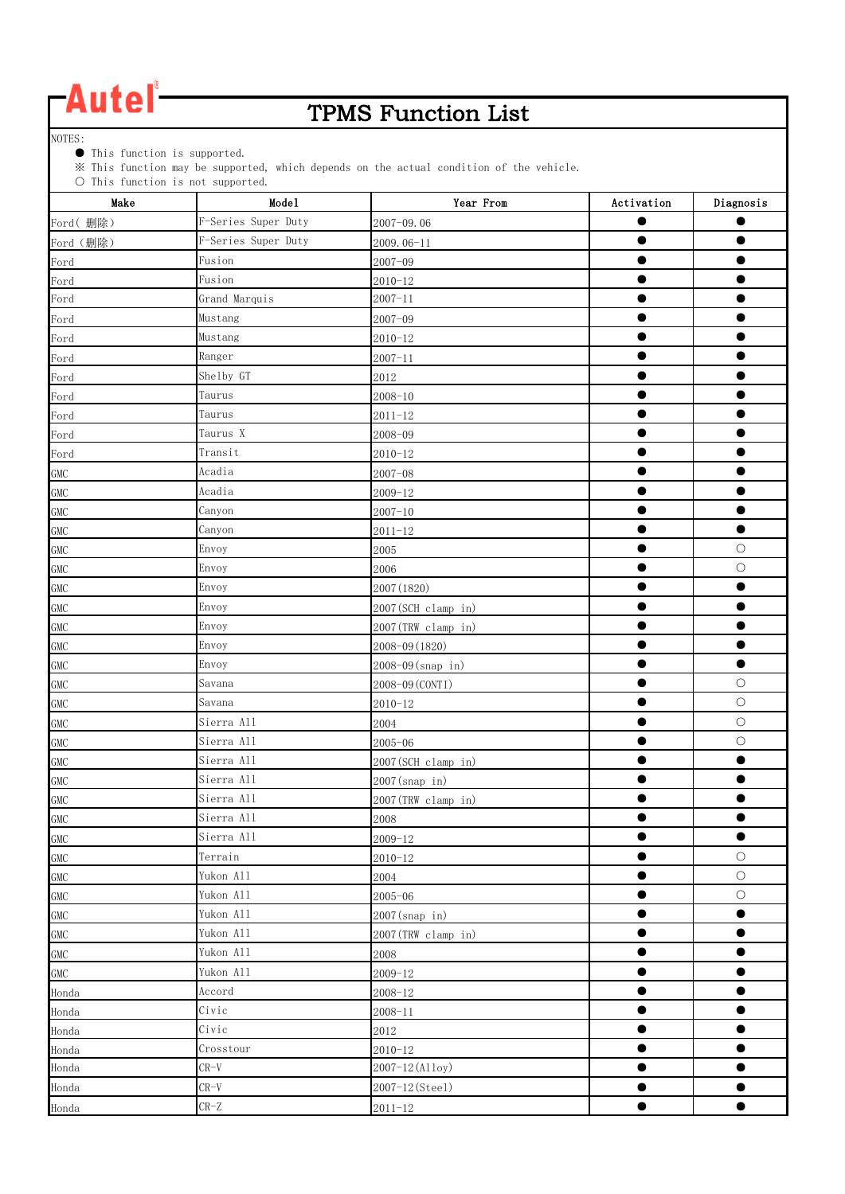# Autel

## TPMS Function List

NOTES:

● This function is supported.

※ This function may be supported, which depends on the actual condition of the vehicle.

○ This function is not supported.

| Make | Model | Year From | Activation | Diagnosis |
|---|---|---|---|---|
| Ford( 删除) | F-Series Super Duty | 2007-09.06 | ● | ● |
| Ford (删除) | F-Series Super Duty | 2009.06-11 | ● | ● |
| Ford | Fusion | 2007-09 | ● | ● |
| Ford | Fusion | 2010-12 | ● | ● |
| Ford | Grand Marquis | 2007-11 | ● | ● |
| Ford | Mustang | 2007-09 | ● | ● |
| Ford | Mustang | 2010-12 | ● | ● |
| Ford | Ranger | 2007-11 | ● | ● |
| Ford | Shelby GT | 2012 | ● | ● |
| Ford | Taurus | 2008-10 | ● | ● |
| Ford | Taurus | 2011-12 | ● | ● |
| Ford | Taurus X | 2008-09 | ● | ● |
| Ford | Transit | 2010-12 | ● | ● |
| GMC | Acadia | 2007-08 | ● | ● |
| GMC | Acadia | 2009-12 | ● | ● |
| GMC | Canyon | 2007-10 | ● | ● |
| GMC | Canyon | 2011-12 | ● | ● |
| GMC | Envoy | 2005 | ● | ○ |
| GMC | Envoy | 2006 | ● | ○ |
| GMC | Envoy | 2007(1820) | ● | ● |
| GMC | Envoy | 2007(SCH clamp in) | ● | ● |
| GMC | Envoy | 2007(TRW clamp in) | ● | ● |
| GMC | Envoy | 2008-09(1820) | ● | ● |
| GMC | Envoy | 2008-09(snap in) | ● | ● |
| GMC | Savana | 2008-09(CONTI) | ● | ○ |
| GMC | Savana | 2010-12 | ● | ○ |
| GMC | Sierra All | 2004 | ● | ○ |
| GMC | Sierra All | 2005-06 | ● | ○ |
| GMC | Sierra All | 2007(SCH clamp in) | ● | ● |
| GMC | Sierra All | 2007(snap in) | ● | ● |
| GMC | Sierra All | 2007(TRW clamp in) | ● | ● |
| GMC | Sierra All | 2008 | ● | ● |
| GMC | Sierra All | 2009-12 | ● | ● |
| GMC | Terrain | 2010-12 | ● | ○ |
| GMC | Yukon All | 2004 | ● | ○ |
| GMC | Yukon All | 2005-06 | ● | ○ |
| GMC | Yukon All | 2007(snap in) | ● | ● |
| GMC | Yukon All | 2007(TRW clamp in) | ● | ● |
| GMC | Yukon All | 2008 | ● | ● |
| GMC | Yukon All | 2009-12 | ● | ● |
| Honda | Accord | 2008-12 | ● | ● |
| Honda | Civic | 2008-11 | ● | ● |
| Honda | Civic | 2012 | ● | ● |
| Honda | Crosstour | 2010-12 | ● | ● |
| Honda | CR-V | 2007-12(Alloy) | ● | ● |
| Honda | CR-V | 2007-12(Steel) | ● | ● |
| Honda | CR-Z | 2011-12 | ● | ● |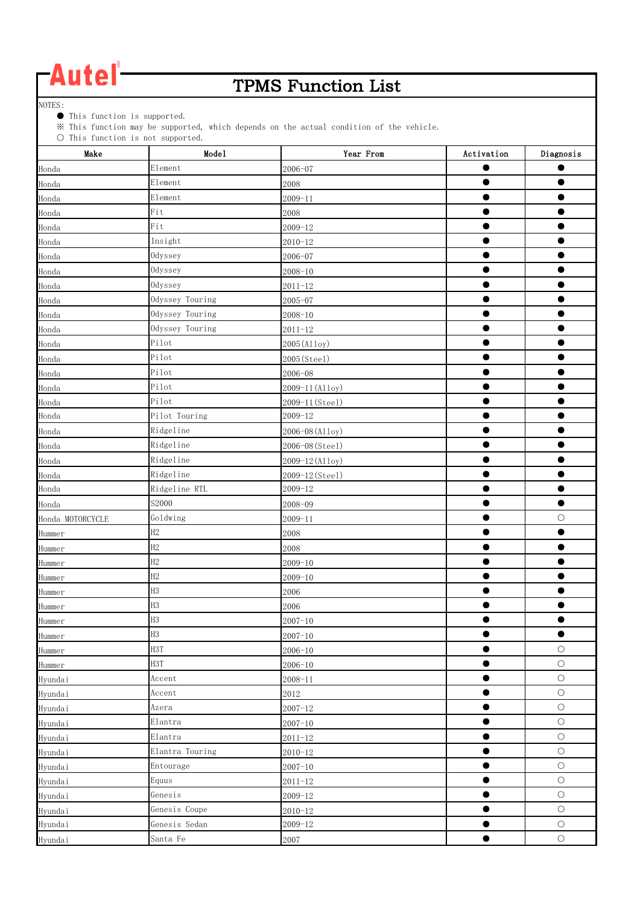# TPMS Function List

NOTES:

- ● This function is supported.
- ※ This function may be supported, which depends on the actual condition of the vehicle.
- ○ This function is not supported.

| Make | Model | Year From | Activation | Diagnosis |
|---|---|---|---|---|
| Honda | Element | 2006-07 | ● | ● |
| Honda | Element | 2008 | ● | ● |
| Honda | Element | 2009-11 | ● | ● |
| Honda | Fit | 2008 | ● | ● |
| Honda | Fit | 2009-12 | ● | ● |
| Honda | Insight | 2010-12 | ● | ● |
| Honda | Odyssey | 2006-07 | ● | ● |
| Honda | Odyssey | 2008-10 | ● | ● |
| Honda | Odyssey | 2011-12 | ● | ● |
| Honda | Odyssey Touring | 2005-07 | ● | ● |
| Honda | Odyssey Touring | 2008-10 | ● | ● |
| Honda | Odyssey Touring | 2011-12 | ● | ● |
| Honda | Pilot | 2005(Alloy) | ● | ● |
| Honda | Pilot | 2005(Steel) | ● | ● |
| Honda | Pilot | 2006-08 | ● | ● |
| Honda | Pilot | 2009-11(Alloy) | ● | ● |
| Honda | Pilot | 2009-11(Steel) | ● | ● |
| Honda | Pilot Touring | 2009-12 | ● | ● |
| Honda | Ridgeline | 2006-08(Alloy) | ● | ● |
| Honda | Ridgeline | 2006-08(Steel) | ● | ● |
| Honda | Ridgeline | 2009-12(Alloy) | ● | ● |
| Honda | Ridgeline | 2009-12(Steel) | ● | ● |
| Honda | Ridgeline RTL | 2009-12 | ● | ● |
| Honda | S2000 | 2008-09 | ● | ● |
| Honda MOTORCYCLE | Goldwing | 2009-11 | ● | ○ |
| Hummer | H2 | 2008 | ● | ● |
| Hummer | H2 | 2008 | ● | ● |
| Hummer | H2 | 2009-10 | ● | ● |
| Hummer | H2 | 2009-10 | ● | ● |
| Hummer | H3 | 2006 | ● | ● |
| Hummer | H3 | 2006 | ● | ● |
| Hummer | H3 | 2007-10 | ● | ● |
| Hummer | H3 | 2007-10 | ● | ● |
| Hummer | H3T | 2006-10 | ● | ○ |
| Hummer | H3T | 2006-10 | ● | ○ |
| Hyundai | Accent | 2008-11 | ● | ○ |
| Hyundai | Accent | 2012 | ● | ○ |
| Hyundai | Azera | 2007-12 | ● | ○ |
| Hyundai | Elantra | 2007-10 | ● | ○ |
| Hyundai | Elantra | 2011-12 | ● | ○ |
| Hyundai | Elantra Touring | 2010-12 | ● | ○ |
| Hyundai | Entourage | 2007-10 | ● | ○ |
| Hyundai | Equus | 2011-12 | ● | ○ |
| Hyundai | Genesis | 2009-12 | ● | ○ |
| Hyundai | Genesis Coupe | 2010-12 | ● | ○ |
| Hyundai | Genesis Sedan | 2009-12 | ● | ○ |
| Hyundai | Santa Fe | 2007 | ● | ○ |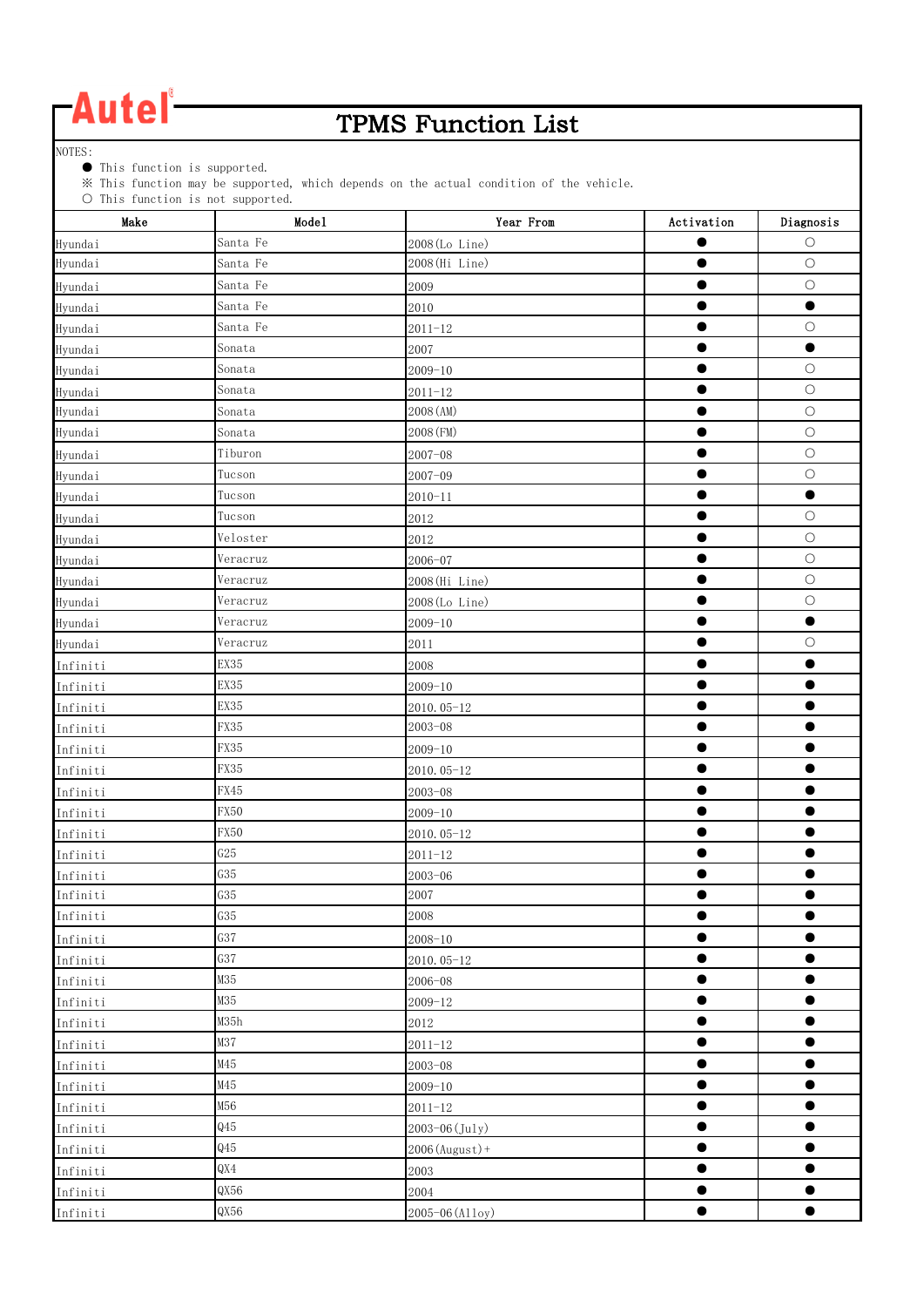Autel®

# TPMS Function List

NOTES:
- ● This function is supported.
- ※ This function may be supported, which depends on the actual condition of the vehicle.
- ○ This function is not supported.

| Make | Model | Year From | Activation | Diagnosis |
|---|---|---|---|---|
| Hyundai | Santa Fe | 2008(Lo Line) | ● | ○ |
| Hyundai | Santa Fe | 2008(Hi Line) | ● | ○ |
| Hyundai | Santa Fe | 2009 | ● | ○ |
| Hyundai | Santa Fe | 2010 | ● | ● |
| Hyundai | Santa Fe | 2011-12 | ● | ○ |
| Hyundai | Sonata | 2007 | ● | ● |
| Hyundai | Sonata | 2009-10 | ● | ○ |
| Hyundai | Sonata | 2011-12 | ● | ○ |
| Hyundai | Sonata | 2008(AM) | ● | ○ |
| Hyundai | Sonata | 2008(FM) | ● | ○ |
| Hyundai | Tiburon | 2007-08 | ● | ○ |
| Hyundai | Tucson | 2007-09 | ● | ○ |
| Hyundai | Tucson | 2010-11 | ● | ● |
| Hyundai | Tucson | 2012 | ● | ○ |
| Hyundai | Veloster | 2012 | ● | ○ |
| Hyundai | Veracruz | 2006-07 | ● | ○ |
| Hyundai | Veracruz | 2008(Hi Line) | ● | ○ |
| Hyundai | Veracruz | 2008(Lo Line) | ● | ○ |
| Hyundai | Veracruz | 2009-10 | ● | ● |
| Hyundai | Veracruz | 2011 | ● | ○ |
| Infiniti | EX35 | 2008 | ● | ● |
| Infiniti | EX35 | 2009-10 | ● | ● |
| Infiniti | EX35 | 2010.05-12 | ● | ● |
| Infiniti | FX35 | 2003-08 | ● | ● |
| Infiniti | FX35 | 2009-10 | ● | ● |
| Infiniti | FX35 | 2010.05-12 | ● | ● |
| Infiniti | FX45 | 2003-08 | ● | ● |
| Infiniti | FX50 | 2009-10 | ● | ● |
| Infiniti | FX50 | 2010.05-12 | ● | ● |
| Infiniti | G25 | 2011-12 | ● | ● |
| Infiniti | G35 | 2003-06 | ● | ● |
| Infiniti | G35 | 2007 | ● | ● |
| Infiniti | G35 | 2008 | ● | ● |
| Infiniti | G37 | 2008-10 | ● | ● |
| Infiniti | G37 | 2010.05-12 | ● | ● |
| Infiniti | M35 | 2006-08 | ● | ● |
| Infiniti | M35 | 2009-12 | ● | ● |
| Infiniti | M35h | 2012 | ● | ● |
| Infiniti | M37 | 2011-12 | ● | ● |
| Infiniti | M45 | 2003-08 | ● | ● |
| Infiniti | M45 | 2009-10 | ● | ● |
| Infiniti | M56 | 2011-12 | ● | ● |
| Infiniti | Q45 | 2003-06(July) | ● | ● |
| Infiniti | Q45 | 2006(August)+ | ● | ● |
| Infiniti | QX4 | 2003 | ● | ● |
| Infiniti | QX56 | 2004 | ● | ● |
| Infiniti | QX56 | 2005-06(Alloy) | ● | ● |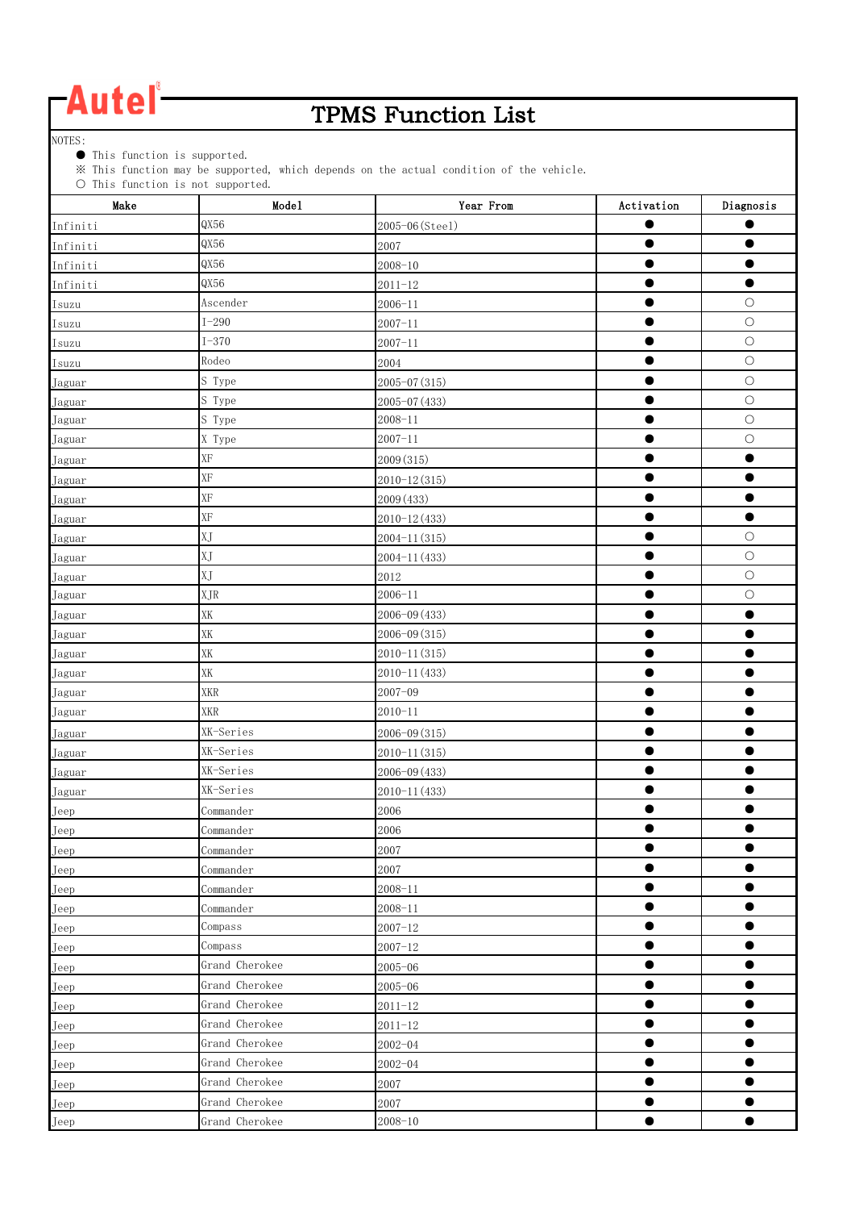Autel

# TPMS Function List

NOTES:
- ● This function is supported.
- ※ This function may be supported, which depends on the actual condition of the vehicle.
- ○ This function is not supported.

| Make | Model | Year From | Activation | Diagnosis |
|---|---|---|---|---|
| Infiniti | QX56 | 2005-06(Steel) | ● | ● |
| Infiniti | QX56 | 2007 | ● | ● |
| Infiniti | QX56 | 2008-10 | ● | ● |
| Infiniti | QX56 | 2011-12 | ● | ● |
| Isuzu | Ascender | 2006-11 | ● | ○ |
| Isuzu | I-290 | 2007-11 | ● | ○ |
| Isuzu | I-370 | 2007-11 | ● | ○ |
| Isuzu | Rodeo | 2004 | ● | ○ |
| Jaguar | S Type | 2005-07(315) | ● | ○ |
| Jaguar | S Type | 2005-07(433) | ● | ○ |
| Jaguar | S Type | 2008-11 | ● | ○ |
| Jaguar | X Type | 2007-11 | ● | ○ |
| Jaguar | XF | 2009(315) | ● | ● |
| Jaguar | XF | 2010-12(315) | ● | ● |
| Jaguar | XF | 2009(433) | ● | ● |
| Jaguar | XF | 2010-12(433) | ● | ● |
| Jaguar | XJ | 2004-11(315) | ● | ○ |
| Jaguar | XJ | 2004-11(433) | ● | ○ |
| Jaguar | XJ | 2012 | ● | ○ |
| Jaguar | XJR | 2006-11 | ● | ○ |
| Jaguar | XK | 2006-09(433) | ● | ● |
| Jaguar | XK | 2006-09(315) | ● | ● |
| Jaguar | XK | 2010-11(315) | ● | ● |
| Jaguar | XK | 2010-11(433) | ● | ● |
| Jaguar | XKR | 2007-09 | ● | ● |
| Jaguar | XKR | 2010-11 | ● | ● |
| Jaguar | XK-Series | 2006-09(315) | ● | ● |
| Jaguar | XK-Series | 2010-11(315) | ● | ● |
| Jaguar | XK-Series | 2006-09(433) | ● | ● |
| Jaguar | XK-Series | 2010-11(433) | ● | ● |
| Jeep | Commander | 2006 | ● | ● |
| Jeep | Commander | 2006 | ● | ● |
| Jeep | Commander | 2007 | ● | ● |
| Jeep | Commander | 2007 | ● | ● |
| Jeep | Commander | 2008-11 | ● | ● |
| Jeep | Commander | 2008-11 | ● | ● |
| Jeep | Compass | 2007-12 | ● | ● |
| Jeep | Compass | 2007-12 | ● | ● |
| Jeep | Grand Cherokee | 2005-06 | ● | ● |
| Jeep | Grand Cherokee | 2005-06 | ● | ● |
| Jeep | Grand Cherokee | 2011-12 | ● | ● |
| Jeep | Grand Cherokee | 2011-12 | ● | ● |
| Jeep | Grand Cherokee | 2002-04 | ● | ● |
| Jeep | Grand Cherokee | 2002-04 | ● | ● |
| Jeep | Grand Cherokee | 2007 | ● | ● |
| Jeep | Grand Cherokee | 2007 | ● | ● |
| Jeep | Grand Cherokee | 2008-10 | ● | ● |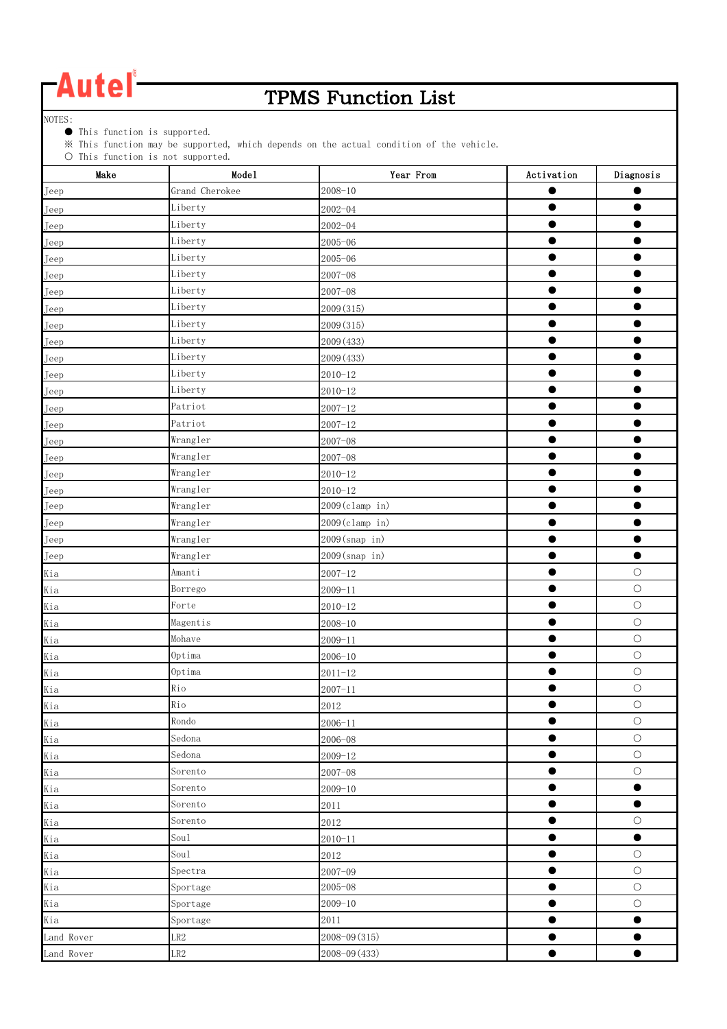**Autel**

# TPMS Function List

NOTES:
- ● This function is supported.
- ※ This function may be supported, which depends on the actual condition of the vehicle.
- ○ This function is not supported.

| Make | Model | Year From | Activation | Diagnosis |
|---|---|---|---|---|
| Jeep | Grand Cherokee | 2008-10 | ● | ● |
| Jeep | Liberty | 2002-04 | ● | ● |
| Jeep | Liberty | 2002-04 | ● | ● |
| Jeep | Liberty | 2005-06 | ● | ● |
| Jeep | Liberty | 2005-06 | ● | ● |
| Jeep | Liberty | 2007-08 | ● | ● |
| Jeep | Liberty | 2007-08 | ● | ● |
| Jeep | Liberty | 2009(315) | ● | ● |
| Jeep | Liberty | 2009(315) | ● | ● |
| Jeep | Liberty | 2009(433) | ● | ● |
| Jeep | Liberty | 2009(433) | ● | ● |
| Jeep | Liberty | 2010-12 | ● | ● |
| Jeep | Liberty | 2010-12 | ● | ● |
| Jeep | Patriot | 2007-12 | ● | ● |
| Jeep | Patriot | 2007-12 | ● | ● |
| Jeep | Wrangler | 2007-08 | ● | ● |
| Jeep | Wrangler | 2007-08 | ● | ● |
| Jeep | Wrangler | 2010-12 | ● | ● |
| Jeep | Wrangler | 2010-12 | ● | ● |
| Jeep | Wrangler | 2009(clamp in) | ● | ● |
| Jeep | Wrangler | 2009(clamp in) | ● | ● |
| Jeep | Wrangler | 2009(snap in) | ● | ● |
| Jeep | Wrangler | 2009(snap in) | ● | ● |
| Kia | Amanti | 2007-12 | ● | ○ |
| Kia | Borrego | 2009-11 | ● | ○ |
| Kia | Forte | 2010-12 | ● | ○ |
| Kia | Magentis | 2008-10 | ● | ○ |
| Kia | Mohave | 2009-11 | ● | ○ |
| Kia | Optima | 2006-10 | ● | ○ |
| Kia | Optima | 2011-12 | ● | ○ |
| Kia | Rio | 2007-11 | ● | ○ |
| Kia | Rio | 2012 | ● | ○ |
| Kia | Rondo | 2006-11 | ● | ○ |
| Kia | Sedona | 2006-08 | ● | ○ |
| Kia | Sedona | 2009-12 | ● | ○ |
| Kia | Sorento | 2007-08 | ● | ○ |
| Kia | Sorento | 2009-10 | ● | ● |
| Kia | Sorento | 2011 | ● | ● |
| Kia | Sorento | 2012 | ● | ○ |
| Kia | Soul | 2010-11 | ● | ● |
| Kia | Soul | 2012 | ● | ○ |
| Kia | Spectra | 2007-09 | ● | ○ |
| Kia | Sportage | 2005-08 | ● | ○ |
| Kia | Sportage | 2009-10 | ● | ○ |
| Kia | Sportage | 2011 | ● | ● |
| Land Rover | LR2 | 2008-09(315) | ● | ● |
| Land Rover | LR2 | 2008-09(433) | ● | ● |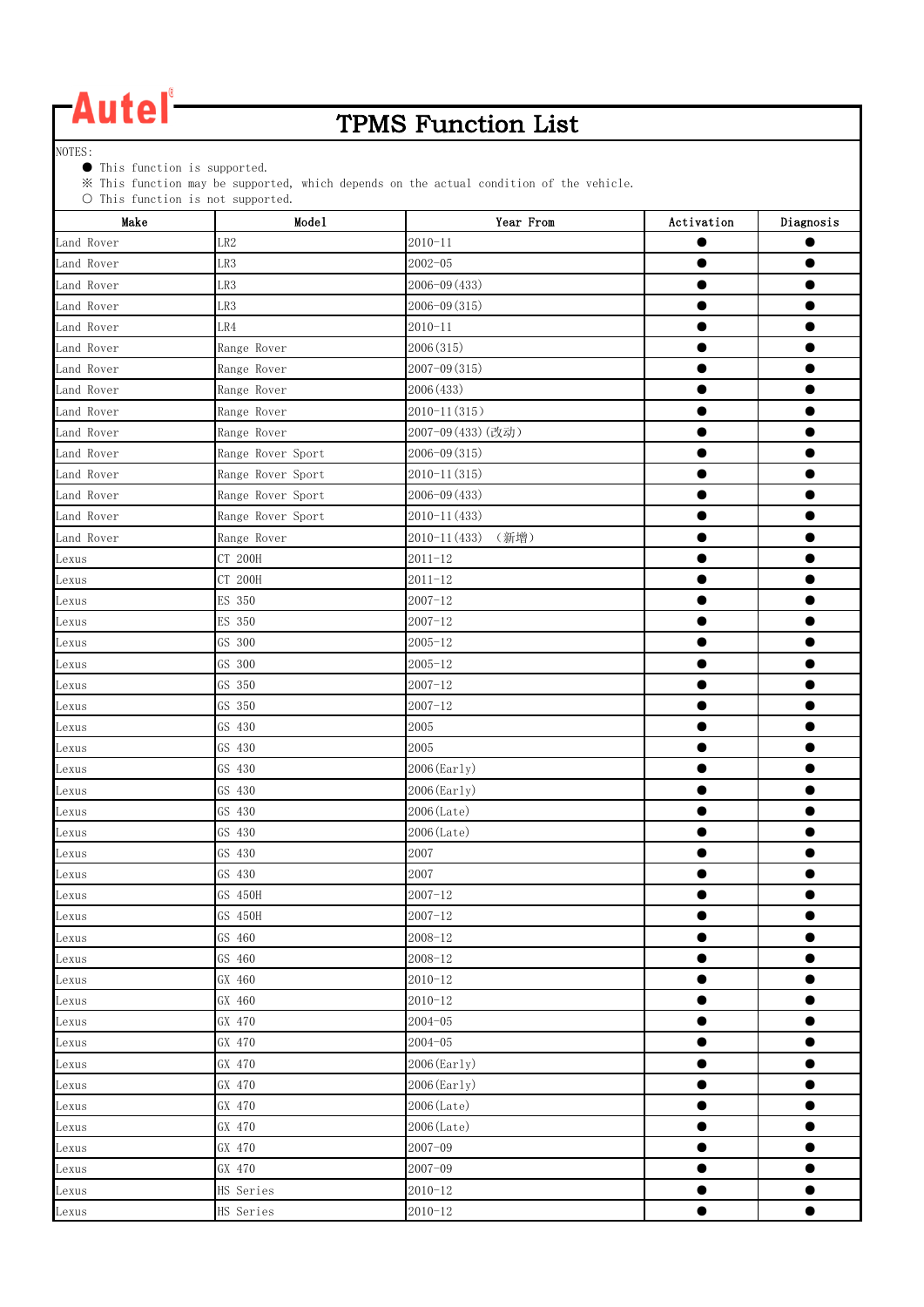Autel

# TPMS Function List

NOTES:
- ● This function is supported.
- ※ This function may be supported, which depends on the actual condition of the vehicle.
- ○ This function is not supported.

| Make | Model | Year From | Activation | Diagnosis |
|---|---|---|---|---|
| Land Rover | LR2 | 2010-11 | ● | ● |
| Land Rover | LR3 | 2002-05 | ● | ● |
| Land Rover | LR3 | 2006-09(433) | ● | ● |
| Land Rover | LR3 | 2006-09(315) | ● | ● |
| Land Rover | LR4 | 2010-11 | ● | ● |
| Land Rover | Range Rover | 2006(315) | ● | ● |
| Land Rover | Range Rover | 2007-09(315) | ● | ● |
| Land Rover | Range Rover | 2006(433) | ● | ● |
| Land Rover | Range Rover | 2010-11(315) | ● | ● |
| Land Rover | Range Rover | 2007-09(433)(改动) | ● | ● |
| Land Rover | Range Rover Sport | 2006-09(315) | ● | ● |
| Land Rover | Range Rover Sport | 2010-11(315) | ● | ● |
| Land Rover | Range Rover Sport | 2006-09(433) | ● | ● |
| Land Rover | Range Rover Sport | 2010-11(433) | ● | ● |
| Land Rover | Range Rover | 2010-11(433) （新增） | ● | ● |
| Lexus | CT 200H | 2011-12 | ● | ● |
| Lexus | CT 200H | 2011-12 | ● | ● |
| Lexus | ES 350 | 2007-12 | ● | ● |
| Lexus | ES 350 | 2007-12 | ● | ● |
| Lexus | GS 300 | 2005-12 | ● | ● |
| Lexus | GS 300 | 2005-12 | ● | ● |
| Lexus | GS 350 | 2007-12 | ● | ● |
| Lexus | GS 350 | 2007-12 | ● | ● |
| Lexus | GS 430 | 2005 | ● | ● |
| Lexus | GS 430 | 2005 | ● | ● |
| Lexus | GS 430 | 2006(Early) | ● | ● |
| Lexus | GS 430 | 2006(Early) | ● | ● |
| Lexus | GS 430 | 2006(Late) | ● | ● |
| Lexus | GS 430 | 2006(Late) | ● | ● |
| Lexus | GS 430 | 2007 | ● | ● |
| Lexus | GS 430 | 2007 | ● | ● |
| Lexus | GS 450H | 2007-12 | ● | ● |
| Lexus | GS 450H | 2007-12 | ● | ● |
| Lexus | GS 460 | 2008-12 | ● | ● |
| Lexus | GS 460 | 2008-12 | ● | ● |
| Lexus | GX 460 | 2010-12 | ● | ● |
| Lexus | GX 460 | 2010-12 | ● | ● |
| Lexus | GX 470 | 2004-05 | ● | ● |
| Lexus | GX 470 | 2004-05 | ● | ● |
| Lexus | GX 470 | 2006(Early) | ● | ● |
| Lexus | GX 470 | 2006(Early) | ● | ● |
| Lexus | GX 470 | 2006(Late) | ● | ● |
| Lexus | GX 470 | 2006(Late) | ● | ● |
| Lexus | GX 470 | 2007-09 | ● | ● |
| Lexus | GX 470 | 2007-09 | ● | ● |
| Lexus | HS Series | 2010-12 | ● | ● |
| Lexus | HS Series | 2010-12 | ● | ● |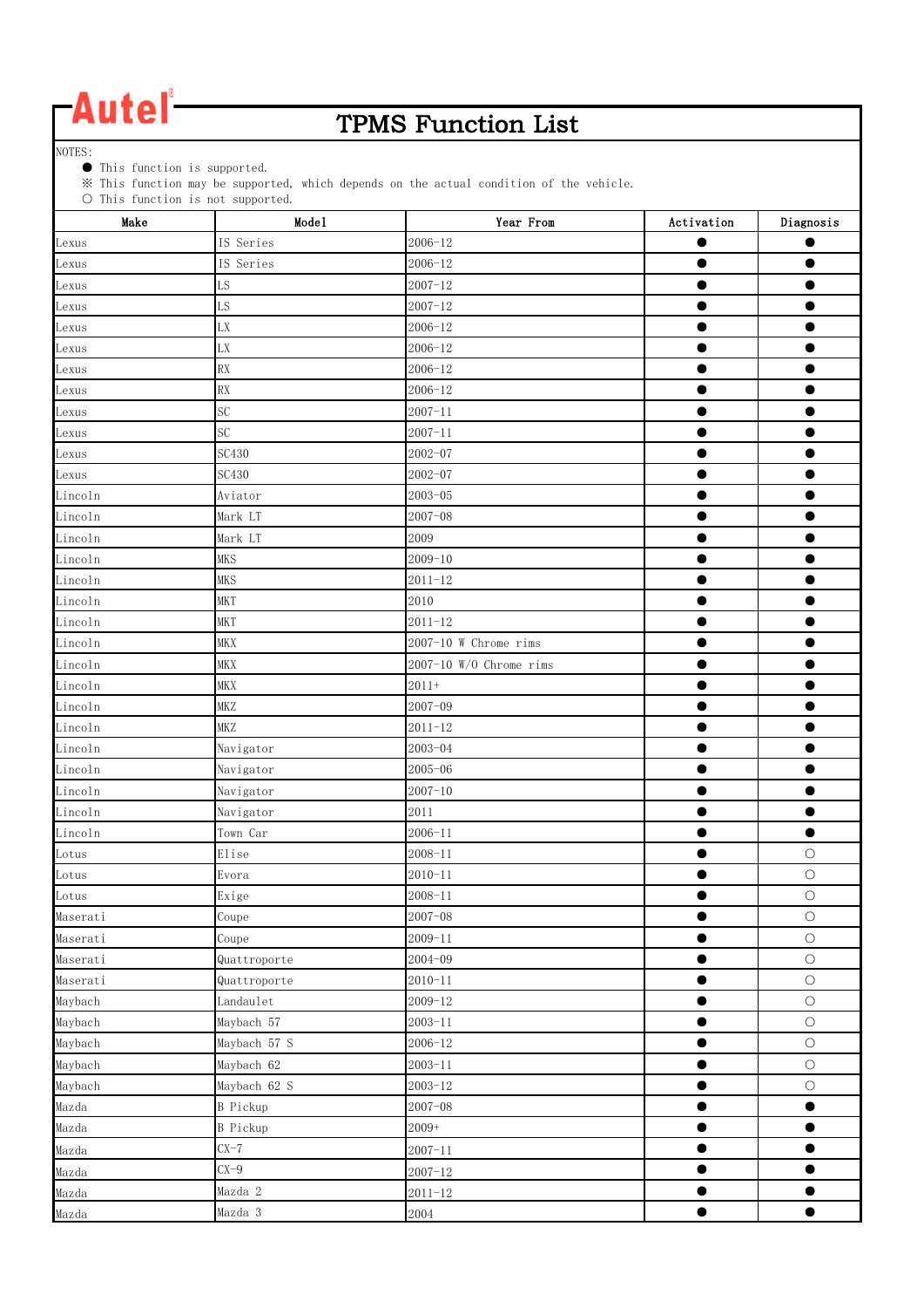Autel®

# TPMS Function List

NOTES:

● This function is supported.

※ This function may be supported, which depends on the actual condition of the vehicle.

○ This function is not supported.

| Make | Model | Year From | Activation | Diagnosis |
|---|---|---|---|---|
| Lexus | IS Series | 2006-12 | ● | ● |
| Lexus | IS Series | 2006-12 | ● | ● |
| Lexus | LS | 2007-12 | ● | ● |
| Lexus | LS | 2007-12 | ● | ● |
| Lexus | LX | 2006-12 | ● | ● |
| Lexus | LX | 2006-12 | ● | ● |
| Lexus | RX | 2006-12 | ● | ● |
| Lexus | RX | 2006-12 | ● | ● |
| Lexus | SC | 2007-11 | ● | ● |
| Lexus | SC | 2007-11 | ● | ● |
| Lexus | SC430 | 2002-07 | ● | ● |
| Lexus | SC430 | 2002-07 | ● | ● |
| Lincoln | Aviator | 2003-05 | ● | ● |
| Lincoln | Mark LT | 2007-08 | ● | ● |
| Lincoln | Mark LT | 2009 | ● | ● |
| Lincoln | MKS | 2009-10 | ● | ● |
| Lincoln | MKS | 2011-12 | ● | ● |
| Lincoln | MKT | 2010 | ● | ● |
| Lincoln | MKT | 2011-12 | ● | ● |
| Lincoln | MKX | 2007-10 W Chrome rims | ● | ● |
| Lincoln | MKX | 2007-10 W/O Chrome rims | ● | ● |
| Lincoln | MKX | 2011+ | ● | ● |
| Lincoln | MKZ | 2007-09 | ● | ● |
| Lincoln | MKZ | 2011-12 | ● | ● |
| Lincoln | Navigator | 2003-04 | ● | ● |
| Lincoln | Navigator | 2005-06 | ● | ● |
| Lincoln | Navigator | 2007-10 | ● | ● |
| Lincoln | Navigator | 2011 | ● | ● |
| Lincoln | Town Car | 2006-11 | ● | ● |
| Lotus | Elise | 2008-11 | ● | ○ |
| Lotus | Evora | 2010-11 | ● | ○ |
| Lotus | Exige | 2008-11 | ● | ○ |
| Maserati | Coupe | 2007-08 | ● | ○ |
| Maserati | Coupe | 2009-11 | ● | ○ |
| Maserati | Quattroporte | 2004-09 | ● | ○ |
| Maserati | Quattroporte | 2010-11 | ● | ○ |
| Maybach | Landaulet | 2009-12 | ● | ○ |
| Maybach | Maybach 57 | 2003-11 | ● | ○ |
| Maybach | Maybach 57 S | 2006-12 | ● | ○ |
| Maybach | Maybach 62 | 2003-11 | ● | ○ |
| Maybach | Maybach 62 S | 2003-12 | ● | ○ |
| Mazda | B Pickup | 2007-08 | ● | ● |
| Mazda | B Pickup | 2009+ | ● | ● |
| Mazda | CX-7 | 2007-11 | ● | ● |
| Mazda | CX-9 | 2007-12 | ● | ● |
| Mazda | Mazda 2 | 2011-12 | ● | ● |
| Mazda | Mazda 3 | 2004 | ● | ● |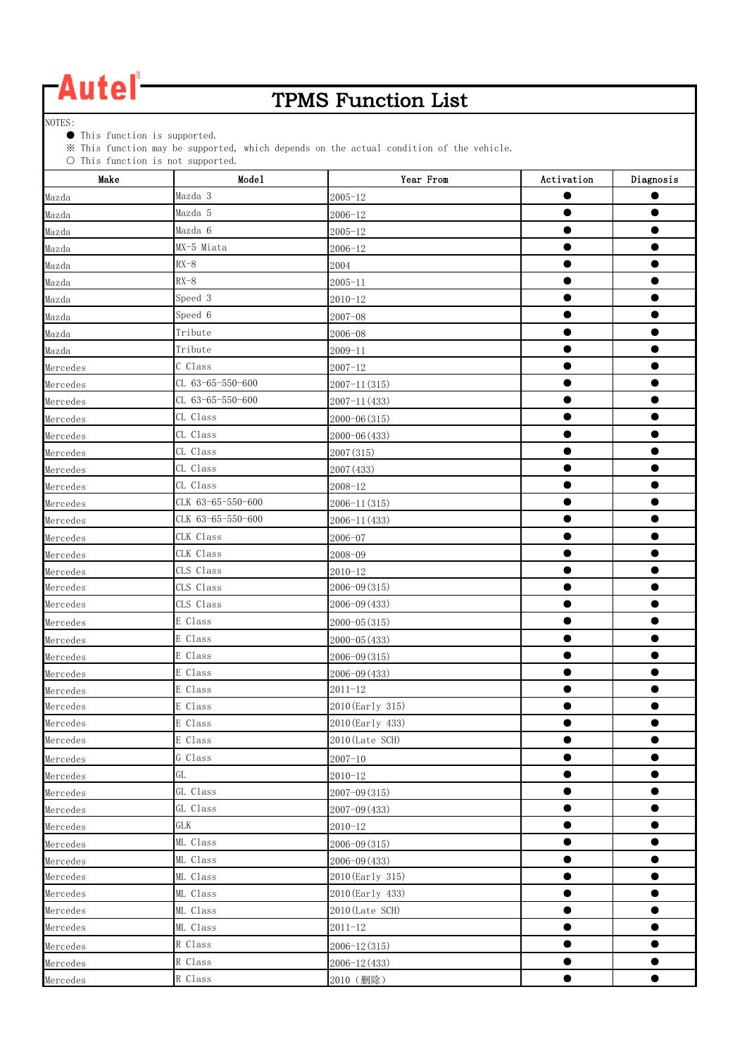# Autel

## TPMS Function List

NOTES:

- ● This function is supported.
- ※ This function may be supported, which depends on the actual condition of the vehicle.
- ○ This function is not supported.

| Make | Model | Year From | Activation | Diagnosis |
|---|---|---|---|---|
| Mazda | Mazda 3 | 2005-12 | ● | ● |
| Mazda | Mazda 5 | 2006-12 | ● | ● |
| Mazda | Mazda 6 | 2005-12 | ● | ● |
| Mazda | MX-5 Miata | 2006-12 | ● | ● |
| Mazda | RX-8 | 2004 | ● | ● |
| Mazda | RX-8 | 2005-11 | ● | ● |
| Mazda | Speed 3 | 2010-12 | ● | ● |
| Mazda | Speed 6 | 2007-08 | ● | ● |
| Mazda | Tribute | 2006-08 | ● | ● |
| Mazda | Tribute | 2009-11 | ● | ● |
| Mercedes | C Class | 2007-12 | ● | ● |
| Mercedes | CL 63-65-550-600 | 2007-11(315) | ● | ● |
| Mercedes | CL 63-65-550-600 | 2007-11(433) | ● | ● |
| Mercedes | CL Class | 2000-06(315) | ● | ● |
| Mercedes | CL Class | 2000-06(433) | ● | ● |
| Mercedes | CL Class | 2007(315) | ● | ● |
| Mercedes | CL Class | 2007(433) | ● | ● |
| Mercedes | CL Class | 2008-12 | ● | ● |
| Mercedes | CLK 63-65-550-600 | 2006-11(315) | ● | ● |
| Mercedes | CLK 63-65-550-600 | 2006-11(433) | ● | ● |
| Mercedes | CLK Class | 2006-07 | ● | ● |
| Mercedes | CLK Class | 2008-09 | ● | ● |
| Mercedes | CLS Class | 2010-12 | ● | ● |
| Mercedes | CLS Class | 2006-09(315) | ● | ● |
| Mercedes | CLS Class | 2006-09(433) | ● | ● |
| Mercedes | E Class | 2000-05(315) | ● | ● |
| Mercedes | E Class | 2000-05(433) | ● | ● |
| Mercedes | E Class | 2006-09(315) | ● | ● |
| Mercedes | E Class | 2006-09(433) | ● | ● |
| Mercedes | E Class | 2011-12 | ● | ● |
| Mercedes | E Class | 2010(Early 315) | ● | ● |
| Mercedes | E Class | 2010(Early 433) | ● | ● |
| Mercedes | E Class | 2010(Late SCH) | ● | ● |
| Mercedes | G Class | 2007-10 | ● | ● |
| Mercedes | GL | 2010-12 | ● | ● |
| Mercedes | GL Class | 2007-09(315) | ● | ● |
| Mercedes | GL Class | 2007-09(433) | ● | ● |
| Mercedes | GLK | 2010-12 | ● | ● |
| Mercedes | ML Class | 2006-09(315) | ● | ● |
| Mercedes | ML Class | 2006-09(433) | ● | ● |
| Mercedes | ML Class | 2010(Early 315) | ● | ● |
| Mercedes | ML Class | 2010(Early 433) | ● | ● |
| Mercedes | ML Class | 2010(Late SCH) | ● | ● |
| Mercedes | ML Class | 2011-12 | ● | ● |
| Mercedes | R Class | 2006-12(315) | ● | ● |
| Mercedes | R Class | 2006-12(433) | ● | ● |
| Mercedes | R Class | 2010（删除） | ● | ● |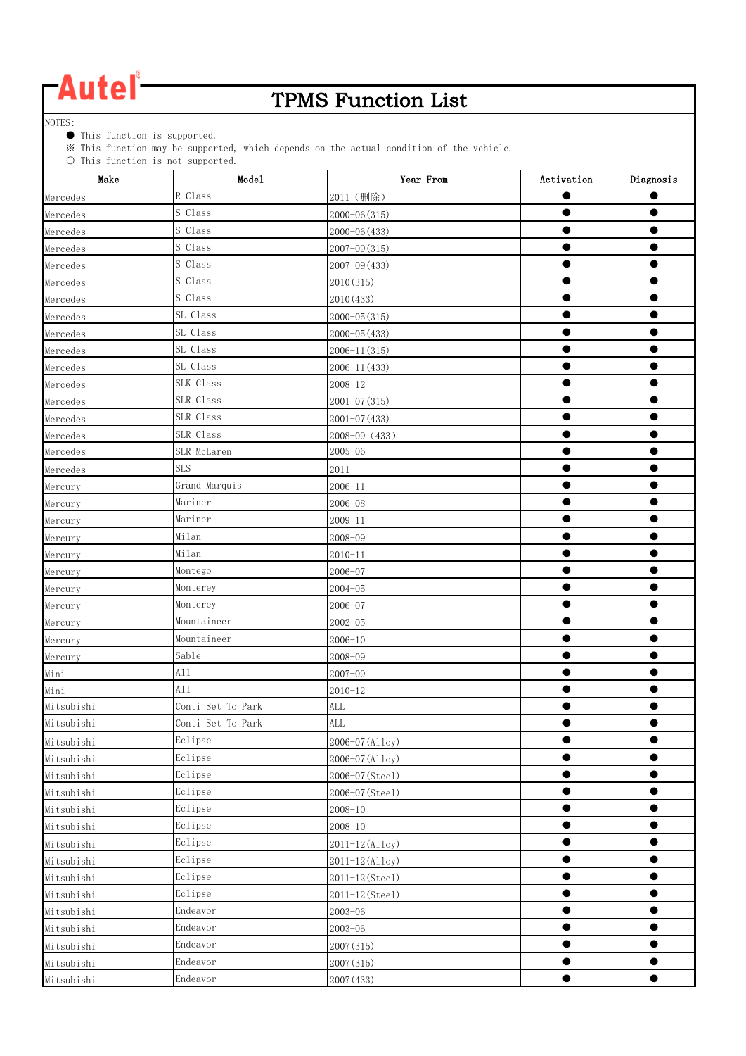**Autel**

# TPMS Function List

NOTES:
- ● This function is supported.
- ※ This function may be supported, which depends on the actual condition of the vehicle.
- ○ This function is not supported.

| Make | Model | Year From | Activation | Diagnosis |
|---|---|---|---|---|
| Mercedes | R Class | 2011（删除） | ● | ● |
| Mercedes | S Class | 2000-06(315) | ● | ● |
| Mercedes | S Class | 2000-06(433) | ● | ● |
| Mercedes | S Class | 2007-09(315) | ● | ● |
| Mercedes | S Class | 2007-09(433) | ● | ● |
| Mercedes | S Class | 2010(315) | ● | ● |
| Mercedes | S Class | 2010(433) | ● | ● |
| Mercedes | SL Class | 2000-05(315) | ● | ● |
| Mercedes | SL Class | 2000-05(433) | ● | ● |
| Mercedes | SL Class | 2006-11(315) | ● | ● |
| Mercedes | SL Class | 2006-11(433) | ● | ● |
| Mercedes | SLK Class | 2008-12 | ● | ● |
| Mercedes | SLR Class | 2001-07(315) | ● | ● |
| Mercedes | SLR Class | 2001-07(433) | ● | ● |
| Mercedes | SLR Class | 2008-09（433） | ● | ● |
| Mercedes | SLR McLaren | 2005-06 | ● | ● |
| Mercedes | SLS | 2011 | ● | ● |
| Mercury | Grand Marquis | 2006-11 | ● | ● |
| Mercury | Mariner | 2006-08 | ● | ● |
| Mercury | Mariner | 2009-11 | ● | ● |
| Mercury | Milan | 2008-09 | ● | ● |
| Mercury | Milan | 2010-11 | ● | ● |
| Mercury | Montego | 2006-07 | ● | ● |
| Mercury | Monterey | 2004-05 | ● | ● |
| Mercury | Monterey | 2006-07 | ● | ● |
| Mercury | Mountaineer | 2002-05 | ● | ● |
| Mercury | Mountaineer | 2006-10 | ● | ● |
| Mercury | Sable | 2008-09 | ● | ● |
| Mini | All | 2007-09 | ● | ● |
| Mini | All | 2010-12 | ● | ● |
| Mitsubishi | Conti Set To Park | ALL | ● | ● |
| Mitsubishi | Conti Set To Park | ALL | ● | ● |
| Mitsubishi | Eclipse | 2006-07(Alloy) | ● | ● |
| Mitsubishi | Eclipse | 2006-07(Alloy) | ● | ● |
| Mitsubishi | Eclipse | 2006-07(Steel) | ● | ● |
| Mitsubishi | Eclipse | 2006-07(Steel) | ● | ● |
| Mitsubishi | Eclipse | 2008-10 | ● | ● |
| Mitsubishi | Eclipse | 2008-10 | ● | ● |
| Mitsubishi | Eclipse | 2011-12(Alloy) | ● | ● |
| Mitsubishi | Eclipse | 2011-12(Alloy) | ● | ● |
| Mitsubishi | Eclipse | 2011-12(Steel) | ● | ● |
| Mitsubishi | Eclipse | 2011-12(Steel) | ● | ● |
| Mitsubishi | Endeavor | 2003-06 | ● | ● |
| Mitsubishi | Endeavor | 2003-06 | ● | ● |
| Mitsubishi | Endeavor | 2007(315) | ● | ● |
| Mitsubishi | Endeavor | 2007(315) | ● | ● |
| Mitsubishi | Endeavor | 2007(433) | ● | ● |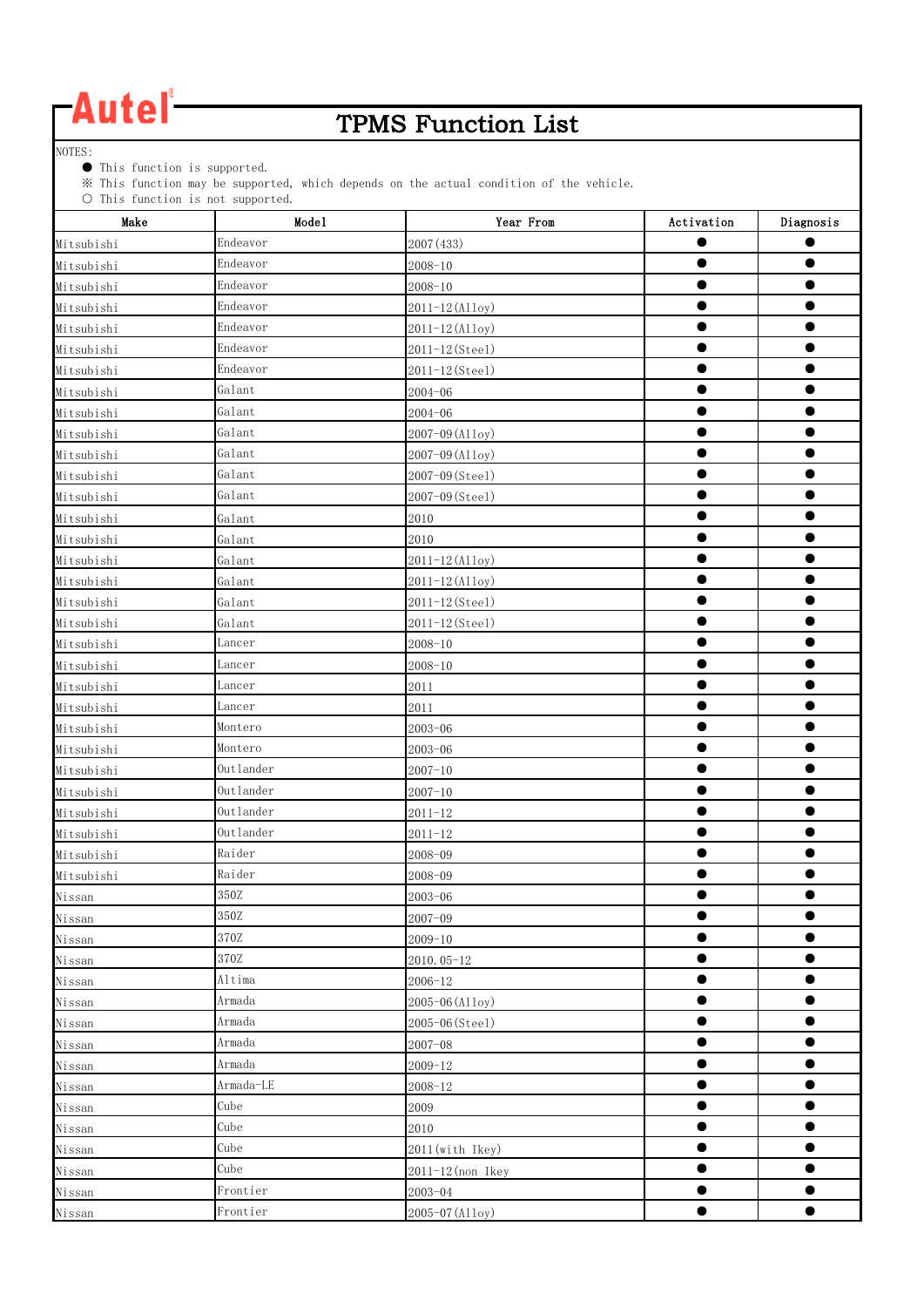Autel

# TPMS Function List

NOTES:
- ● This function is supported.
- ※ This function may be supported, which depends on the actual condition of the vehicle.
- ○ This function is not supported.

| Make | Model | Year From | Activation | Diagnosis |
|---|---|---|---|---|
| Mitsubishi | Endeavor | 2007(433) | ● | ● |
| Mitsubishi | Endeavor | 2008-10 | ● | ● |
| Mitsubishi | Endeavor | 2008-10 | ● | ● |
| Mitsubishi | Endeavor | 2011-12(Alloy) | ● | ● |
| Mitsubishi | Endeavor | 2011-12(Alloy) | ● | ● |
| Mitsubishi | Endeavor | 2011-12(Steel) | ● | ● |
| Mitsubishi | Endeavor | 2011-12(Steel) | ● | ● |
| Mitsubishi | Galant | 2004-06 | ● | ● |
| Mitsubishi | Galant | 2004-06 | ● | ● |
| Mitsubishi | Galant | 2007-09(Alloy) | ● | ● |
| Mitsubishi | Galant | 2007-09(Alloy) | ● | ● |
| Mitsubishi | Galant | 2007-09(Steel) | ● | ● |
| Mitsubishi | Galant | 2007-09(Steel) | ● | ● |
| Mitsubishi | Galant | 2010 | ● | ● |
| Mitsubishi | Galant | 2010 | ● | ● |
| Mitsubishi | Galant | 2011-12(Alloy) | ● | ● |
| Mitsubishi | Galant | 2011-12(Alloy) | ● | ● |
| Mitsubishi | Galant | 2011-12(Steel) | ● | ● |
| Mitsubishi | Galant | 2011-12(Steel) | ● | ● |
| Mitsubishi | Lancer | 2008-10 | ● | ● |
| Mitsubishi | Lancer | 2008-10 | ● | ● |
| Mitsubishi | Lancer | 2011 | ● | ● |
| Mitsubishi | Lancer | 2011 | ● | ● |
| Mitsubishi | Montero | 2003-06 | ● | ● |
| Mitsubishi | Montero | 2003-06 | ● | ● |
| Mitsubishi | Outlander | 2007-10 | ● | ● |
| Mitsubishi | Outlander | 2007-10 | ● | ● |
| Mitsubishi | Outlander | 2011-12 | ● | ● |
| Mitsubishi | Outlander | 2011-12 | ● | ● |
| Mitsubishi | Raider | 2008-09 | ● | ● |
| Mitsubishi | Raider | 2008-09 | ● | ● |
| Nissan | 350Z | 2003-06 | ● | ● |
| Nissan | 350Z | 2007-09 | ● | ● |
| Nissan | 370Z | 2009-10 | ● | ● |
| Nissan | 370Z | 2010.05-12 | ● | ● |
| Nissan | Altima | 2006-12 | ● | ● |
| Nissan | Armada | 2005-06(Alloy) | ● | ● |
| Nissan | Armada | 2005-06(Steel) | ● | ● |
| Nissan | Armada | 2007-08 | ● | ● |
| Nissan | Armada | 2009-12 | ● | ● |
| Nissan | Armada-LE | 2008-12 | ● | ● |
| Nissan | Cube | 2009 | ● | ● |
| Nissan | Cube | 2010 | ● | ● |
| Nissan | Cube | 2011(with Ikey) | ● | ● |
| Nissan | Cube | 2011-12(non Ikey | ● | ● |
| Nissan | Frontier | 2003-04 | ● | ● |
| Nissan | Frontier | 2005-07(Alloy) | ● | ● |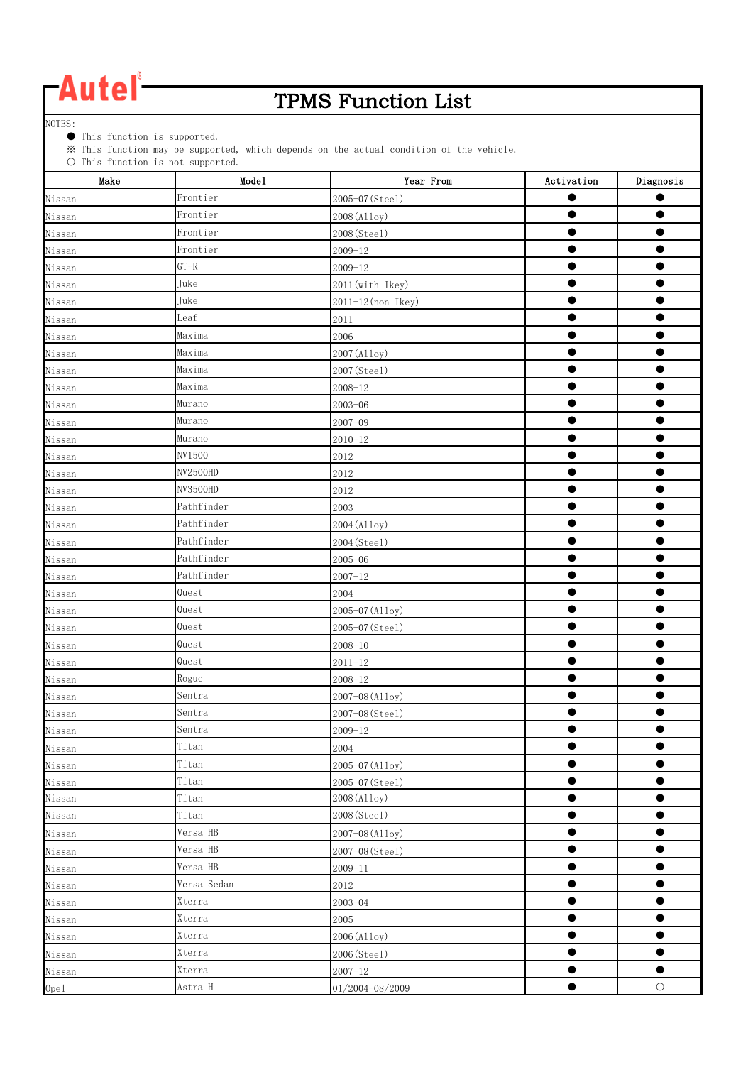Autel®

# TPMS Function List

NOTES:
- ● This function is supported.
- ※ This function may be supported, which depends on the actual condition of the vehicle.
- ○ This function is not supported.

| Make | Model | Year From | Activation | Diagnosis |
|---|---|---|---|---|
| Nissan | Frontier | 2005-07(Steel) | ● | ● |
| Nissan | Frontier | 2008(Alloy) | ● | ● |
| Nissan | Frontier | 2008(Steel) | ● | ● |
| Nissan | Frontier | 2009-12 | ● | ● |
| Nissan | GT-R | 2009-12 | ● | ● |
| Nissan | Juke | 2011(with Ikey) | ● | ● |
| Nissan | Juke | 2011-12(non Ikey) | ● | ● |
| Nissan | Leaf | 2011 | ● | ● |
| Nissan | Maxima | 2006 | ● | ● |
| Nissan | Maxima | 2007(Alloy) | ● | ● |
| Nissan | Maxima | 2007(Steel) | ● | ● |
| Nissan | Maxima | 2008-12 | ● | ● |
| Nissan | Murano | 2003-06 | ● | ● |
| Nissan | Murano | 2007-09 | ● | ● |
| Nissan | Murano | 2010-12 | ● | ● |
| Nissan | NV1500 | 2012 | ● | ● |
| Nissan | NV2500HD | 2012 | ● | ● |
| Nissan | NV3500HD | 2012 | ● | ● |
| Nissan | Pathfinder | 2003 | ● | ● |
| Nissan | Pathfinder | 2004(Alloy) | ● | ● |
| Nissan | Pathfinder | 2004(Steel) | ● | ● |
| Nissan | Pathfinder | 2005-06 | ● | ● |
| Nissan | Pathfinder | 2007-12 | ● | ● |
| Nissan | Quest | 2004 | ● | ● |
| Nissan | Quest | 2005-07(Alloy) | ● | ● |
| Nissan | Quest | 2005-07(Steel) | ● | ● |
| Nissan | Quest | 2008-10 | ● | ● |
| Nissan | Quest | 2011-12 | ● | ● |
| Nissan | Rogue | 2008-12 | ● | ● |
| Nissan | Sentra | 2007-08(Alloy) | ● | ● |
| Nissan | Sentra | 2007-08(Steel) | ● | ● |
| Nissan | Sentra | 2009-12 | ● | ● |
| Nissan | Titan | 2004 | ● | ● |
| Nissan | Titan | 2005-07(Alloy) | ● | ● |
| Nissan | Titan | 2005-07(Steel) | ● | ● |
| Nissan | Titan | 2008(Alloy) | ● | ● |
| Nissan | Titan | 2008(Steel) | ● | ● |
| Nissan | Versa HB | 2007-08(Alloy) | ● | ● |
| Nissan | Versa HB | 2007-08(Steel) | ● | ● |
| Nissan | Versa HB | 2009-11 | ● | ● |
| Nissan | Versa Sedan | 2012 | ● | ● |
| Nissan | Xterra | 2003-04 | ● | ● |
| Nissan | Xterra | 2005 | ● | ● |
| Nissan | Xterra | 2006(Alloy) | ● | ● |
| Nissan | Xterra | 2006(Steel) | ● | ● |
| Nissan | Xterra | 2007-12 | ● | ● |
| Opel | Astra H | 01/2004-08/2009 | ● | ○ |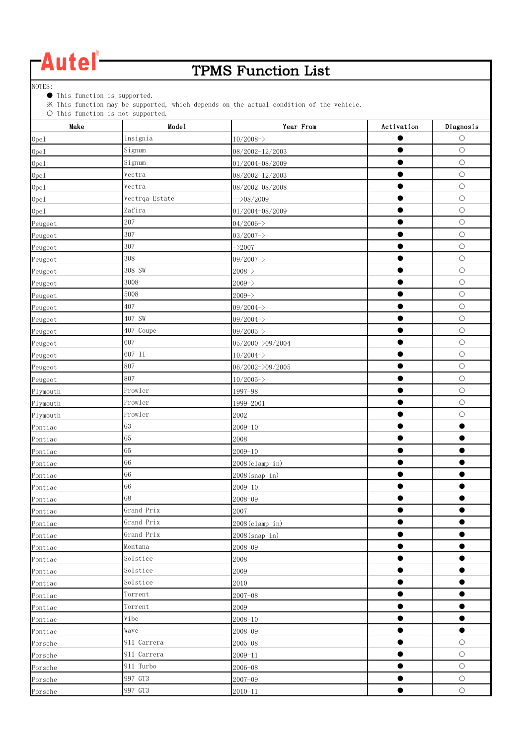**Autel®**

# TPMS Function List

NOTES:

- ● This function is supported.
- ※ This function may be supported, which depends on the actual condition of the vehicle.
- ○ This function is not supported.

| Make | Model | Year From | Activation | Diagnosis |
|---|---|---|---|---|
| Opel | Insignia | 10/2008-> | ● | ○ |
| Opel | Signum | 08/2002-12/2003 | ● | ○ |
| Opel | Signum | 01/2004-08/2009 | ● | ○ |
| Opel | Vectra | 08/2002-12/2003 | ● | ○ |
| Opel | Vectra | 08/2002-08/2008 | ● | ○ |
| Opel | Vectrqa Estate | -->08/2009 | ● | ○ |
| Opel | Zafira | 01/2004-08/2009 | ● | ○ |
| Peugeot | 207 | 04/2006-> | ● | ○ |
| Peugeot | 307 | 03/2007-> | ● | ○ |
| Peugeot | 307 | ->2007 | ● | ○ |
| Peugeot | 308 | 09/2007-> | ● | ○ |
| Peugeot | 308 SW | 2008-> | ● | ○ |
| Peugeot | 3008 | 2009-> | ● | ○ |
| Peugeot | 5008 | 2009-> | ● | ○ |
| Peugeot | 407 | 09/2004-> | ● | ○ |
| Peugeot | 407 SW | 09/2004-> | ● | ○ |
| Peugeot | 407 Coupe | 09/2005-> | ● | ○ |
| Peugeot | 607 | 05/2000->09/2004 | ● | ○ |
| Peugeot | 607 II | 10/2004-> | ● | ○ |
| Peugeot | 807 | 06/2002->09/2005 | ● | ○ |
| Peugeot | 807 | 10/2005-> | ● | ○ |
| Plymouth | Prowler | 1997-98 | ● | ○ |
| Plymouth | Prowler | 1999-2001 | ● | ○ |
| Plymouth | Prowler | 2002 | ● | ○ |
| Pontiac | G3 | 2009-10 | ● | ● |
| Pontiac | G5 | 2008 | ● | ● |
| Pontiac | G5 | 2009-10 | ● | ● |
| Pontiac | G6 | 2008(clamp in) | ● | ● |
| Pontiac | G6 | 2008(snap in) | ● | ● |
| Pontiac | G6 | 2009-10 | ● | ● |
| Pontiac | G8 | 2008-09 | ● | ● |
| Pontiac | Grand Prix | 2007 | ● | ● |
| Pontiac | Grand Prix | 2008(clamp in) | ● | ● |
| Pontiac | Grand Prix | 2008(snap in) | ● | ● |
| Pontiac | Montana | 2008-09 | ● | ● |
| Pontiac | Solstice | 2008 | ● | ● |
| Pontiac | Solstice | 2009 | ● | ● |
| Pontiac | Solstice | 2010 | ● | ● |
| Pontiac | Torrent | 2007-08 | ● | ● |
| Pontiac | Torrent | 2009 | ● | ● |
| Pontiac | Vibe | 2008-10 | ● | ● |
| Pontiac | Wave | 2008-09 | ● | ● |
| Porsche | 911 Carrera | 2005-08 | ● | ○ |
| Porsche | 911 Carrera | 2009-11 | ● | ○ |
| Porsche | 911 Turbo | 2006-08 | ● | ○ |
| Porsche | 997 GT3 | 2007-09 | ● | ○ |
| Porsche | 997 GT3 | 2010-11 | ● | ○ |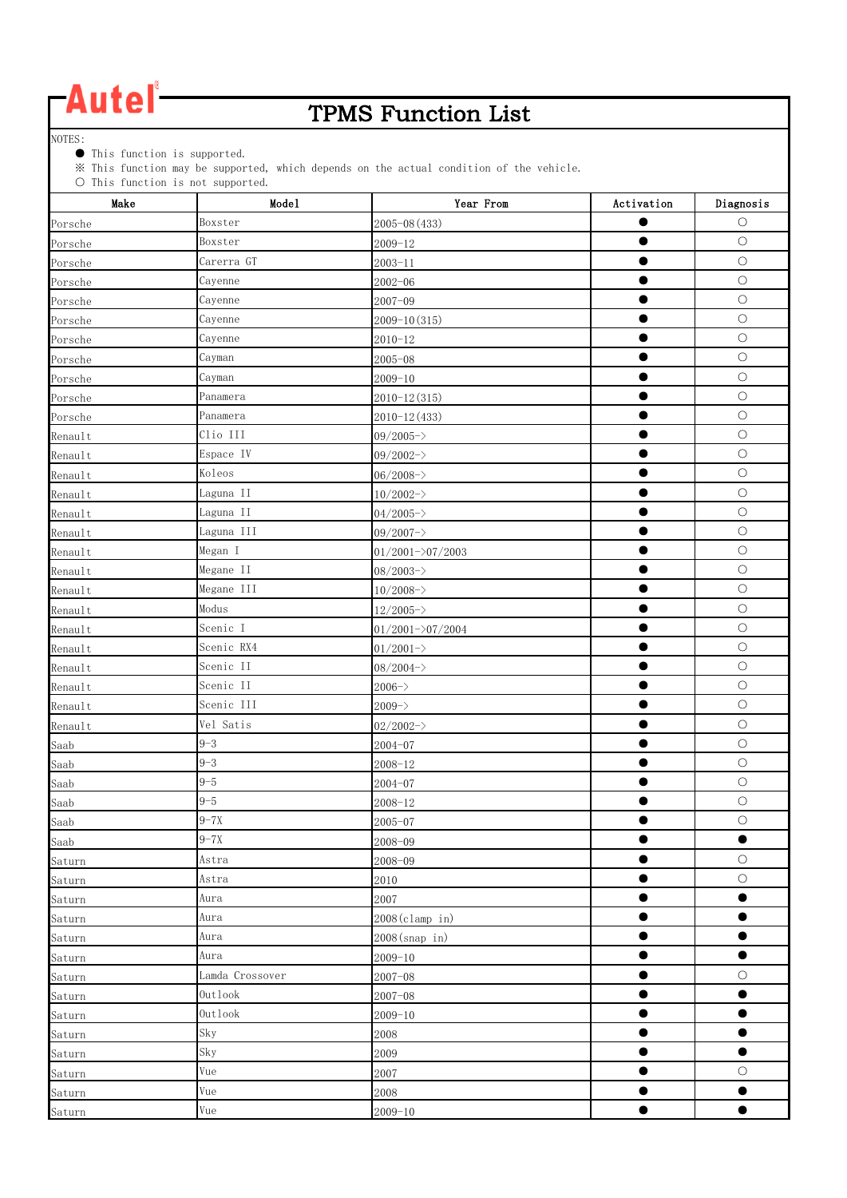Autel®

# TPMS Function List

NOTES:

- ● This function is supported.
- ※ This function may be supported, which depends on the actual condition of the vehicle.
- ○ This function is not supported.

| Make | Model | Year From | Activation | Diagnosis |
|---|---|---|---|---|
| Porsche | Boxster | 2005-08(433) | ● | ○ |
| Porsche | Boxster | 2009-12 | ● | ○ |
| Porsche | Carerra GT | 2003-11 | ● | ○ |
| Porsche | Cayenne | 2002-06 | ● | ○ |
| Porsche | Cayenne | 2007-09 | ● | ○ |
| Porsche | Cayenne | 2009-10(315) | ● | ○ |
| Porsche | Cayenne | 2010-12 | ● | ○ |
| Porsche | Cayman | 2005-08 | ● | ○ |
| Porsche | Cayman | 2009-10 | ● | ○ |
| Porsche | Panamera | 2010-12(315) | ● | ○ |
| Porsche | Panamera | 2010-12(433) | ● | ○ |
| Renault | Clio III | 09/2005-> | ● | ○ |
| Renault | Espace IV | 09/2002-> | ● | ○ |
| Renault | Koleos | 06/2008-> | ● | ○ |
| Renault | Laguna II | 10/2002-> | ● | ○ |
| Renault | Laguna II | 04/2005-> | ● | ○ |
| Renault | Laguna III | 09/2007-> | ● | ○ |
| Renault | Megan I | 01/2001->07/2003 | ● | ○ |
| Renault | Megane II | 08/2003-> | ● | ○ |
| Renault | Megane III | 10/2008-> | ● | ○ |
| Renault | Modus | 12/2005-> | ● | ○ |
| Renault | Scenic I | 01/2001->07/2004 | ● | ○ |
| Renault | Scenic RX4 | 01/2001-> | ● | ○ |
| Renault | Scenic II | 08/2004-> | ● | ○ |
| Renault | Scenic II | 2006-> | ● | ○ |
| Renault | Scenic III | 2009-> | ● | ○ |
| Renault | Vel Satis | 02/2002-> | ● | ○ |
| Saab | 9-3 | 2004-07 | ● | ○ |
| Saab | 9-3 | 2008-12 | ● | ○ |
| Saab | 9-5 | 2004-07 | ● | ○ |
| Saab | 9-5 | 2008-12 | ● | ○ |
| Saab | 9-7X | 2005-07 | ● | ○ |
| Saab | 9-7X | 2008-09 | ● | ● |
| Saturn | Astra | 2008-09 | ● | ○ |
| Saturn | Astra | 2010 | ● | ○ |
| Saturn | Aura | 2007 | ● | ● |
| Saturn | Aura | 2008(clamp in) | ● | ● |
| Saturn | Aura | 2008(snap in) | ● | ● |
| Saturn | Aura | 2009-10 | ● | ● |
| Saturn | Lamda Crossover | 2007-08 | ● | ○ |
| Saturn | Outlook | 2007-08 | ● | ● |
| Saturn | Outlook | 2009-10 | ● | ● |
| Saturn | Sky | 2008 | ● | ● |
| Saturn | Sky | 2009 | ● | ● |
| Saturn | Vue | 2007 | ● | ○ |
| Saturn | Vue | 2008 | ● | ● |
| Saturn | Vue | 2009-10 | ● | ● |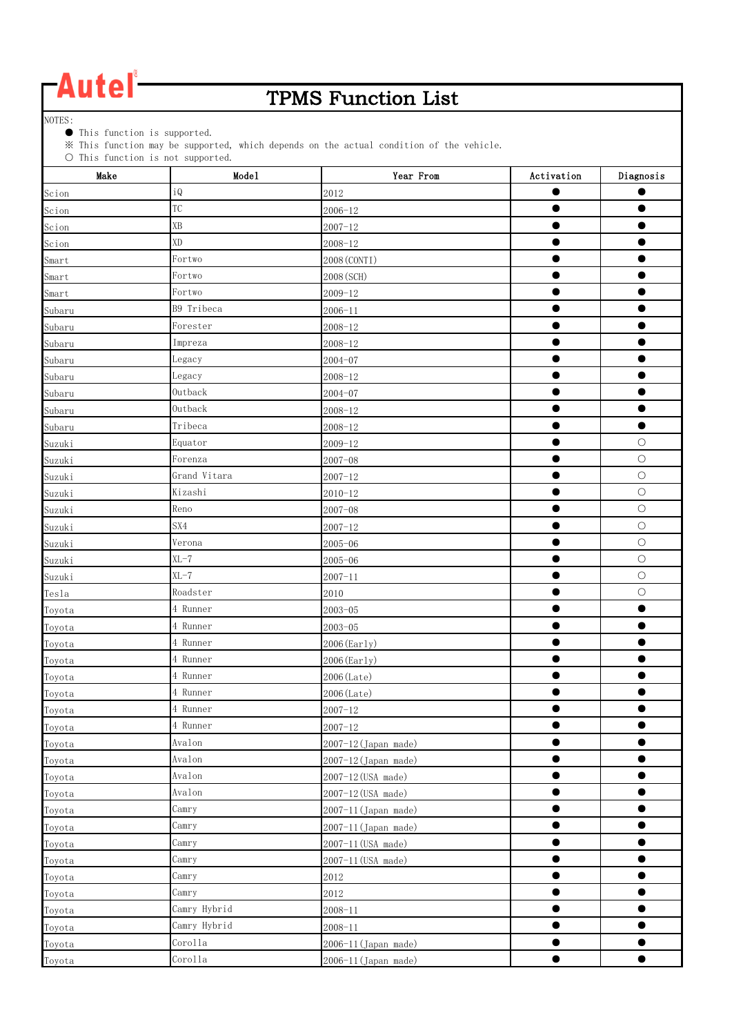Autel®

# TPMS Function List

NOTES:

● This function is supported.
※ This function may be supported, which depends on the actual condition of the vehicle.
○ This function is not supported.

| Make | Model | Year From | Activation | Diagnosis |
|---|---|---|---|---|
| Scion | iQ | 2012 | ● | ● |
| Scion | TC | 2006-12 | ● | ● |
| Scion | XB | 2007-12 | ● | ● |
| Scion | XD | 2008-12 | ● | ● |
| Smart | Fortwo | 2008(CONTI) | ● | ● |
| Smart | Fortwo | 2008(SCH) | ● | ● |
| Smart | Fortwo | 2009-12 | ● | ● |
| Subaru | B9 Tribeca | 2006-11 | ● | ● |
| Subaru | Forester | 2008-12 | ● | ● |
| Subaru | Impreza | 2008-12 | ● | ● |
| Subaru | Legacy | 2004-07 | ● | ● |
| Subaru | Legacy | 2008-12 | ● | ● |
| Subaru | Outback | 2004-07 | ● | ● |
| Subaru | Outback | 2008-12 | ● | ● |
| Subaru | Tribeca | 2008-12 | ● | ● |
| Suzuki | Equator | 2009-12 | ● | ○ |
| Suzuki | Forenza | 2007-08 | ● | ○ |
| Suzuki | Grand Vitara | 2007-12 | ● | ○ |
| Suzuki | Kizashi | 2010-12 | ● | ○ |
| Suzuki | Reno | 2007-08 | ● | ○ |
| Suzuki | SX4 | 2007-12 | ● | ○ |
| Suzuki | Verona | 2005-06 | ● | ○ |
| Suzuki | XL-7 | 2005-06 | ● | ○ |
| Suzuki | XL-7 | 2007-11 | ● | ○ |
| Tesla | Roadster | 2010 | ● | ○ |
| Toyota | 4 Runner | 2003-05 | ● | ● |
| Toyota | 4 Runner | 2003-05 | ● | ● |
| Toyota | 4 Runner | 2006(Early) | ● | ● |
| Toyota | 4 Runner | 2006(Early) | ● | ● |
| Toyota | 4 Runner | 2006(Late) | ● | ● |
| Toyota | 4 Runner | 2006(Late) | ● | ● |
| Toyota | 4 Runner | 2007-12 | ● | ● |
| Toyota | 4 Runner | 2007-12 | ● | ● |
| Toyota | Avalon | 2007-12(Japan made) | ● | ● |
| Toyota | Avalon | 2007-12(Japan made) | ● | ● |
| Toyota | Avalon | 2007-12(USA made) | ● | ● |
| Toyota | Avalon | 2007-12(USA made) | ● | ● |
| Toyota | Camry | 2007-11(Japan made) | ● | ● |
| Toyota | Camry | 2007-11(Japan made) | ● | ● |
| Toyota | Camry | 2007-11(USA made) | ● | ● |
| Toyota | Camry | 2007-11(USA made) | ● | ● |
| Toyota | Camry | 2012 | ● | ● |
| Toyota | Camry | 2012 | ● | ● |
| Toyota | Camry Hybrid | 2008-11 | ● | ● |
| Toyota | Camry Hybrid | 2008-11 | ● | ● |
| Toyota | Corolla | 2006-11(Japan made) | ● | ● |
| Toyota | Corolla | 2006-11(Japan made) | ● | ● |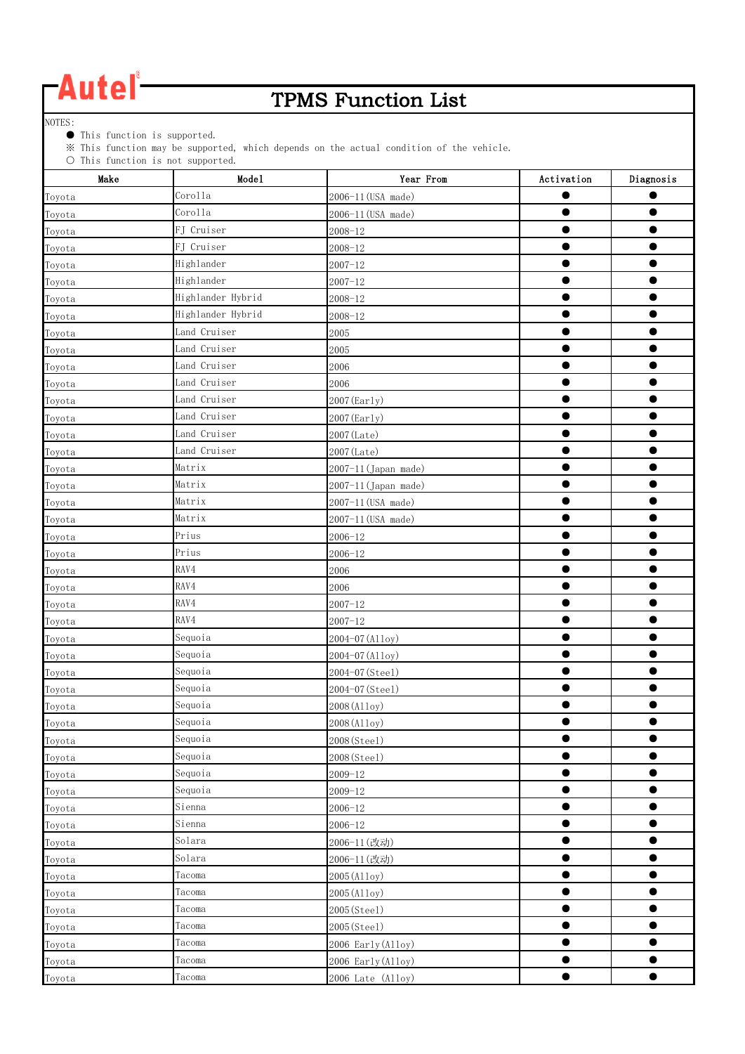# Autel

## TPMS Function List

NOTES:
- ● This function is supported.
- ※ This function may be supported, which depends on the actual condition of the vehicle.
- ○ This function is not supported.

| Make | Model | Year From | Activation | Diagnosis |
|---|---|---|---|---|
| Toyota | Corolla | 2006-11(USA made) | ● | ● |
| Toyota | Corolla | 2006-11(USA made) | ● | ● |
| Toyota | FJ Cruiser | 2008-12 | ● | ● |
| Toyota | FJ Cruiser | 2008-12 | ● | ● |
| Toyota | Highlander | 2007-12 | ● | ● |
| Toyota | Highlander | 2007-12 | ● | ● |
| Toyota | Highlander Hybrid | 2008-12 | ● | ● |
| Toyota | Highlander Hybrid | 2008-12 | ● | ● |
| Toyota | Land Cruiser | 2005 | ● | ● |
| Toyota | Land Cruiser | 2005 | ● | ● |
| Toyota | Land Cruiser | 2006 | ● | ● |
| Toyota | Land Cruiser | 2006 | ● | ● |
| Toyota | Land Cruiser | 2007(Early) | ● | ● |
| Toyota | Land Cruiser | 2007(Early) | ● | ● |
| Toyota | Land Cruiser | 2007(Late) | ● | ● |
| Toyota | Land Cruiser | 2007(Late) | ● | ● |
| Toyota | Matrix | 2007-11(Japan made) | ● | ● |
| Toyota | Matrix | 2007-11(Japan made) | ● | ● |
| Toyota | Matrix | 2007-11(USA made) | ● | ● |
| Toyota | Matrix | 2007-11(USA made) | ● | ● |
| Toyota | Prius | 2006-12 | ● | ● |
| Toyota | Prius | 2006-12 | ● | ● |
| Toyota | RAV4 | 2006 | ● | ● |
| Toyota | RAV4 | 2006 | ● | ● |
| Toyota | RAV4 | 2007-12 | ● | ● |
| Toyota | RAV4 | 2007-12 | ● | ● |
| Toyota | Sequoia | 2004-07(Alloy) | ● | ● |
| Toyota | Sequoia | 2004-07(Alloy) | ● | ● |
| Toyota | Sequoia | 2004-07(Steel) | ● | ● |
| Toyota | Sequoia | 2004-07(Steel) | ● | ● |
| Toyota | Sequoia | 2008(Alloy) | ● | ● |
| Toyota | Sequoia | 2008(Alloy) | ● | ● |
| Toyota | Sequoia | 2008(Steel) | ● | ● |
| Toyota | Sequoia | 2008(Steel) | ● | ● |
| Toyota | Sequoia | 2009-12 | ● | ● |
| Toyota | Sequoia | 2009-12 | ● | ● |
| Toyota | Sienna | 2006-12 | ● | ● |
| Toyota | Sienna | 2006-12 | ● | ● |
| Toyota | Solara | 2006-11(改动) | ● | ● |
| Toyota | Solara | 2006-11(改动) | ● | ● |
| Toyota | Tacoma | 2005(Alloy) | ● | ● |
| Toyota | Tacoma | 2005(Alloy) | ● | ● |
| Toyota | Tacoma | 2005(Steel) | ● | ● |
| Toyota | Tacoma | 2005(Steel) | ● | ● |
| Toyota | Tacoma | 2006 Early(Alloy) | ● | ● |
| Toyota | Tacoma | 2006 Early(Alloy) | ● | ● |
| Toyota | Tacoma | 2006 Late (Alloy) | ● | ● |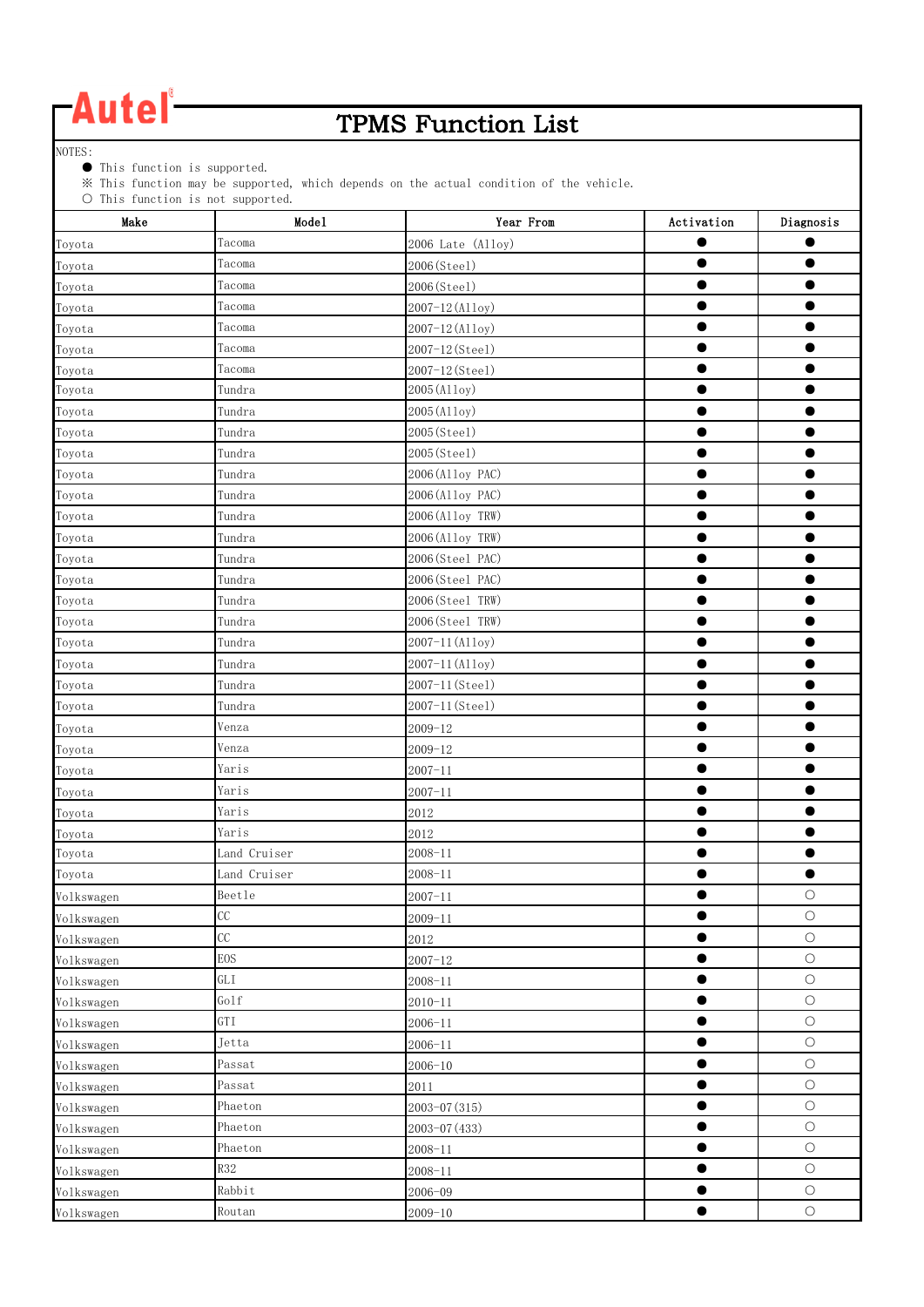Autel

# TPMS Function List

NOTES:
● This function is supported.
※ This function may be supported, which depends on the actual condition of the vehicle.
○ This function is not supported.

| Make | Model | Year From | Activation | Diagnosis |
|---|---|---|---|---|
| Toyota | Tacoma | 2006 Late (Alloy) | ● | ● |
| Toyota | Tacoma | 2006(Steel) | ● | ● |
| Toyota | Tacoma | 2006(Steel) | ● | ● |
| Toyota | Tacoma | 2007-12(Alloy) | ● | ● |
| Toyota | Tacoma | 2007-12(Alloy) | ● | ● |
| Toyota | Tacoma | 2007-12(Steel) | ● | ● |
| Toyota | Tacoma | 2007-12(Steel) | ● | ● |
| Toyota | Tundra | 2005(Alloy) | ● | ● |
| Toyota | Tundra | 2005(Alloy) | ● | ● |
| Toyota | Tundra | 2005(Steel) | ● | ● |
| Toyota | Tundra | 2005(Steel) | ● | ● |
| Toyota | Tundra | 2006(Alloy PAC) | ● | ● |
| Toyota | Tundra | 2006(Alloy PAC) | ● | ● |
| Toyota | Tundra | 2006(Alloy TRW) | ● | ● |
| Toyota | Tundra | 2006(Alloy TRW) | ● | ● |
| Toyota | Tundra | 2006(Steel PAC) | ● | ● |
| Toyota | Tundra | 2006(Steel PAC) | ● | ● |
| Toyota | Tundra | 2006(Steel TRW) | ● | ● |
| Toyota | Tundra | 2006(Steel TRW) | ● | ● |
| Toyota | Tundra | 2007-11(Alloy) | ● | ● |
| Toyota | Tundra | 2007-11(Alloy) | ● | ● |
| Toyota | Tundra | 2007-11(Steel) | ● | ● |
| Toyota | Tundra | 2007-11(Steel) | ● | ● |
| Toyota | Venza | 2009-12 | ● | ● |
| Toyota | Venza | 2009-12 | ● | ● |
| Toyota | Yaris | 2007-11 | ● | ● |
| Toyota | Yaris | 2007-11 | ● | ● |
| Toyota | Yaris | 2012 | ● | ● |
| Toyota | Yaris | 2012 | ● | ● |
| Toyota | Land Cruiser | 2008-11 | ● | ● |
| Toyota | Land Cruiser | 2008-11 | ● | ● |
| Volkswagen | Beetle | 2007-11 | ● | ○ |
| Volkswagen | CC | 2009-11 | ● | ○ |
| Volkswagen | CC | 2012 | ● | ○ |
| Volkswagen | EOS | 2007-12 | ● | ○ |
| Volkswagen | GLI | 2008-11 | ● | ○ |
| Volkswagen | Golf | 2010-11 | ● | ○ |
| Volkswagen | GTI | 2006-11 | ● | ○ |
| Volkswagen | Jetta | 2006-11 | ● | ○ |
| Volkswagen | Passat | 2006-10 | ● | ○ |
| Volkswagen | Passat | 2011 | ● | ○ |
| Volkswagen | Phaeton | 2003-07(315) | ● | ○ |
| Volkswagen | Phaeton | 2003-07(433) | ● | ○ |
| Volkswagen | Phaeton | 2008-11 | ● | ○ |
| Volkswagen | R32 | 2008-11 | ● | ○ |
| Volkswagen | Rabbit | 2006-09 | ● | ○ |
| Volkswagen | Routan | 2009-10 | ● | ○ |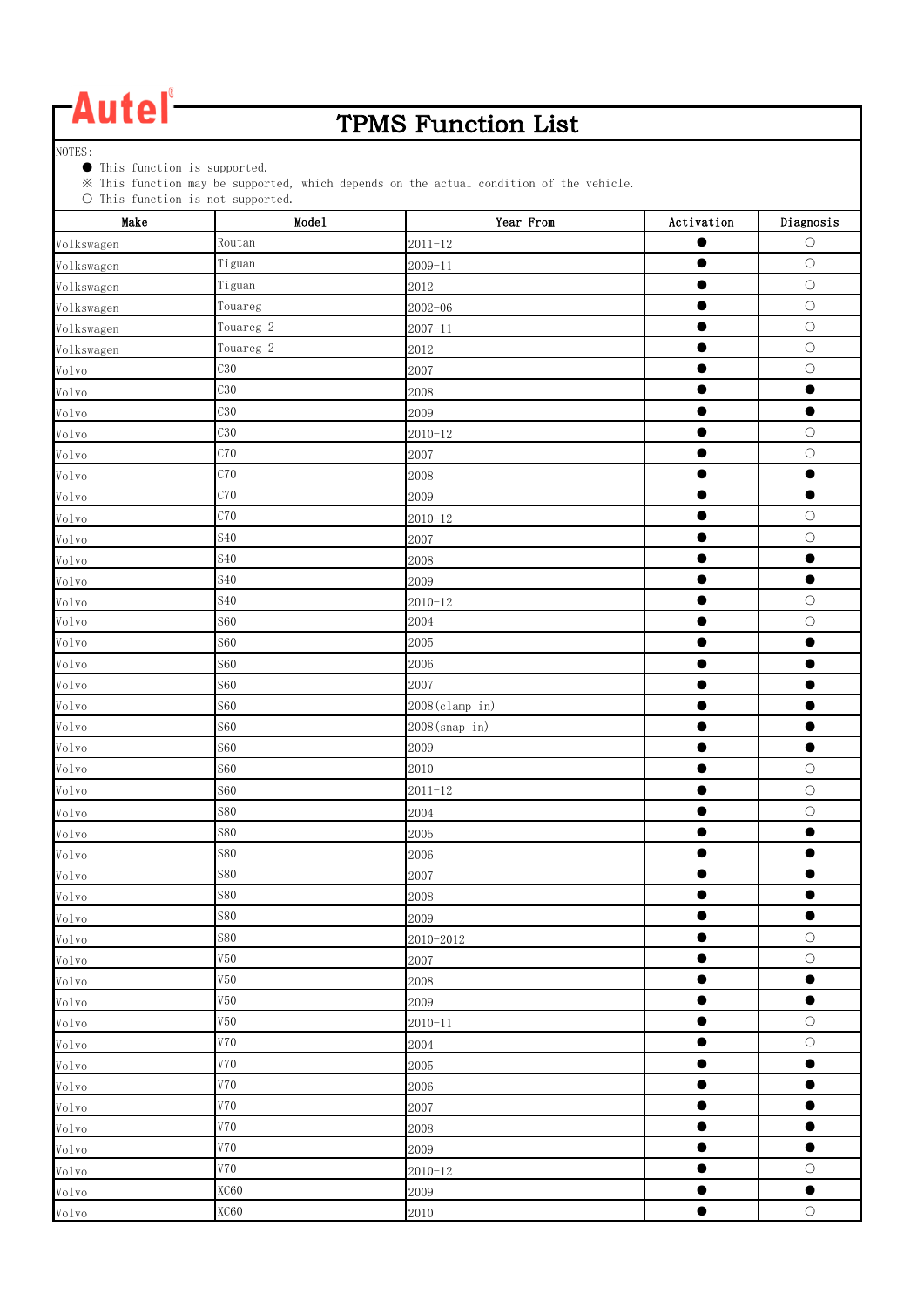Autel

# TPMS Function List

NOTES:

- ● This function is supported.
- ※ This function may be supported, which depends on the actual condition of the vehicle.
- ○ This function is not supported.

| Make | Model | Year From | Activation | Diagnosis |
|---|---|---|---|---|
| Volkswagen | Routan | 2011-12 | ● | ○ |
| Volkswagen | Tiguan | 2009-11 | ● | ○ |
| Volkswagen | Tiguan | 2012 | ● | ○ |
| Volkswagen | Touareg | 2002-06 | ● | ○ |
| Volkswagen | Touareg 2 | 2007-11 | ● | ○ |
| Volkswagen | Touareg 2 | 2012 | ● | ○ |
| Volvo | C30 | 2007 | ● | ○ |
| Volvo | C30 | 2008 | ● | ● |
| Volvo | C30 | 2009 | ● | ● |
| Volvo | C30 | 2010-12 | ● | ○ |
| Volvo | C70 | 2007 | ● | ○ |
| Volvo | C70 | 2008 | ● | ● |
| Volvo | C70 | 2009 | ● | ● |
| Volvo | C70 | 2010-12 | ● | ○ |
| Volvo | S40 | 2007 | ● | ○ |
| Volvo | S40 | 2008 | ● | ● |
| Volvo | S40 | 2009 | ● | ● |
| Volvo | S40 | 2010-12 | ● | ○ |
| Volvo | S60 | 2004 | ● | ○ |
| Volvo | S60 | 2005 | ● | ● |
| Volvo | S60 | 2006 | ● | ● |
| Volvo | S60 | 2007 | ● | ● |
| Volvo | S60 | 2008(clamp in) | ● | ● |
| Volvo | S60 | 2008(snap in) | ● | ● |
| Volvo | S60 | 2009 | ● | ● |
| Volvo | S60 | 2010 | ● | ○ |
| Volvo | S60 | 2011-12 | ● | ○ |
| Volvo | S80 | 2004 | ● | ○ |
| Volvo | S80 | 2005 | ● | ● |
| Volvo | S80 | 2006 | ● | ● |
| Volvo | S80 | 2007 | ● | ● |
| Volvo | S80 | 2008 | ● | ● |
| Volvo | S80 | 2009 | ● | ● |
| Volvo | S80 | 2010-2012 | ● | ○ |
| Volvo | V50 | 2007 | ● | ○ |
| Volvo | V50 | 2008 | ● | ● |
| Volvo | V50 | 2009 | ● | ● |
| Volvo | V50 | 2010-11 | ● | ○ |
| Volvo | V70 | 2004 | ● | ○ |
| Volvo | V70 | 2005 | ● | ● |
| Volvo | V70 | 2006 | ● | ● |
| Volvo | V70 | 2007 | ● | ● |
| Volvo | V70 | 2008 | ● | ● |
| Volvo | V70 | 2009 | ● | ● |
| Volvo | V70 | 2010-12 | ● | ○ |
| Volvo | XC60 | 2009 | ● | ● |
| Volvo | XC60 | 2010 | ● | ○ |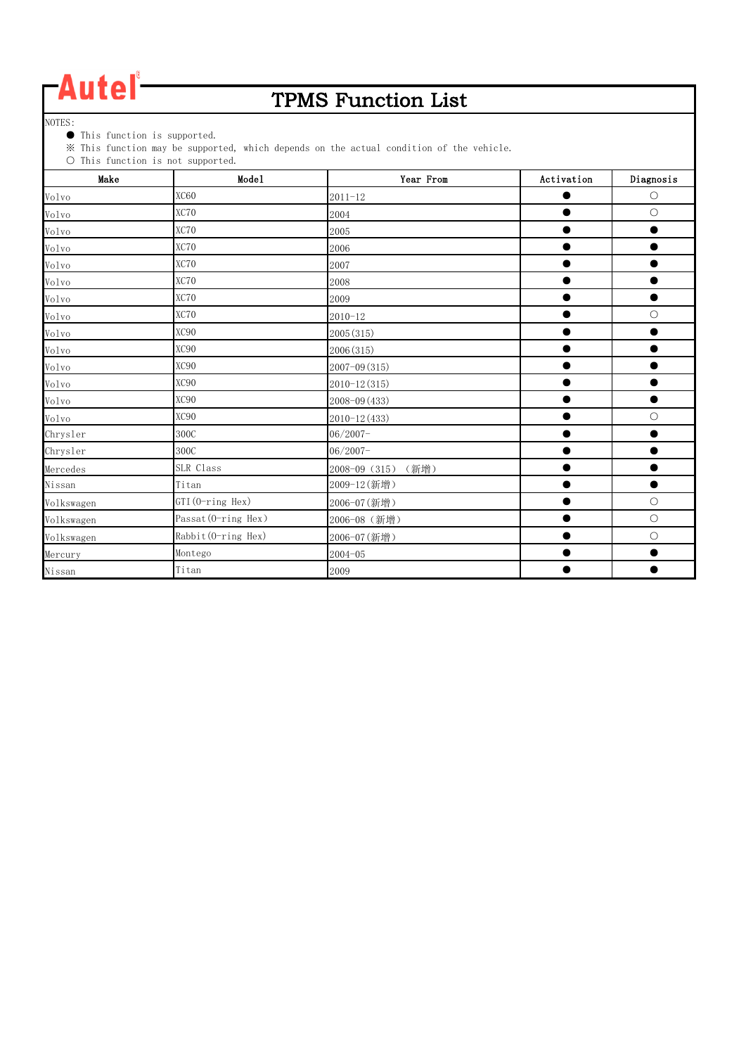Autel

# TPMS Function List

NOTES:

● This function is supported.
※ This function may be supported, which depends on the actual condition of the vehicle.
○ This function is not supported.

| Make | Model | Year From | Activation | Diagnosis |
|---|---|---|---|---|
| Volvo | XC60 | 2011-12 | ● | ○ |
| Volvo | XC70 | 2004 | ● | ○ |
| Volvo | XC70 | 2005 | ● | ● |
| Volvo | XC70 | 2006 | ● | ● |
| Volvo | XC70 | 2007 | ● | ● |
| Volvo | XC70 | 2008 | ● | ● |
| Volvo | XC70 | 2009 | ● | ● |
| Volvo | XC70 | 2010-12 | ● | ○ |
| Volvo | XC90 | 2005(315) | ● | ● |
| Volvo | XC90 | 2006(315) | ● | ● |
| Volvo | XC90 | 2007-09(315) | ● | ● |
| Volvo | XC90 | 2010-12(315) | ● | ● |
| Volvo | XC90 | 2008-09(433) | ● | ● |
| Volvo | XC90 | 2010-12(433) | ● | ○ |
| Chrysler | 300C | 06/2007- | ● | ● |
| Chrysler | 300C | 06/2007- | ● | ● |
| Mercedes | SLR Class | 2008-09（315）（新增） | ● | ● |
| Nissan | Titan | 2009-12(新增) | ● | ● |
| Volkswagen | GTI(O-ring Hex) | 2006-07(新增) | ● | ○ |
| Volkswagen | Passat(O-ring Hex) | 2006-08（新增） | ● | ○ |
| Volkswagen | Rabbit(O-ring Hex) | 2006-07(新增) | ● | ○ |
| Mercury | Montego | 2004-05 | ● | ● |
| Nissan | Titan | 2009 | ● | ● |